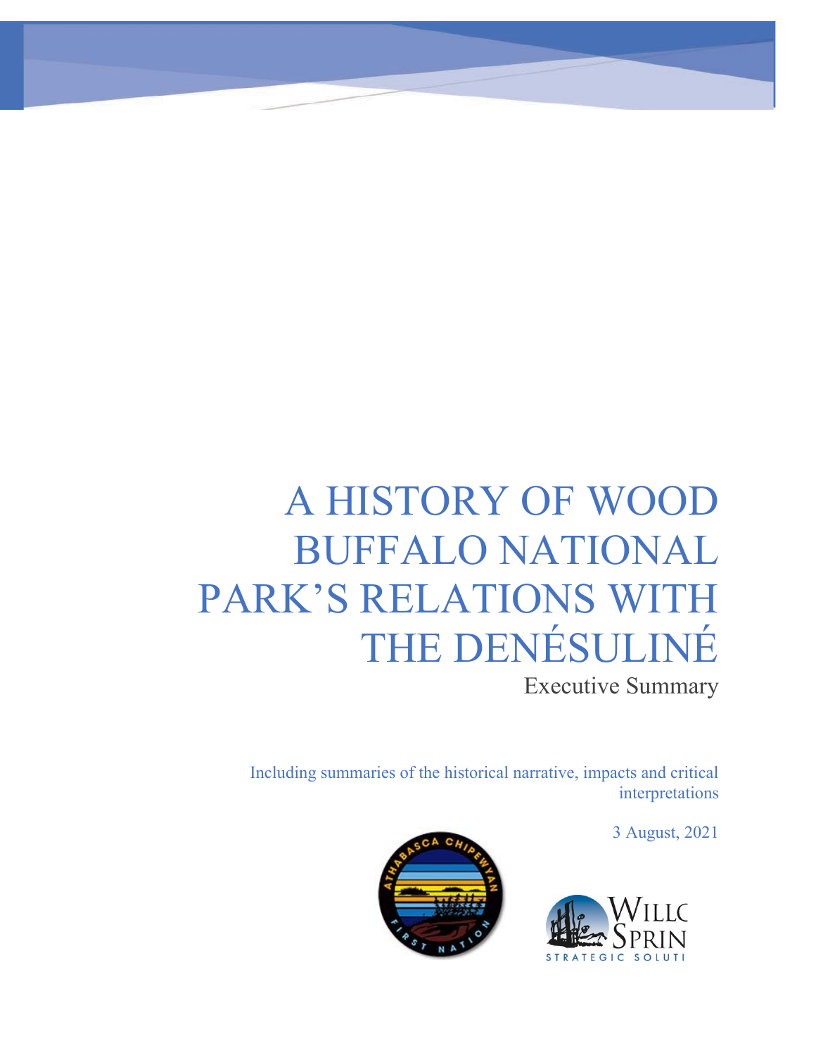# A HISTORY OF WOOD BUFFALO NATIONAL PARK'S RELATIONS WITH THE DENÉSULINÉ

Executive Summary

Including summaries of the historical narrative, impacts and critical interpretations

3 August, 2021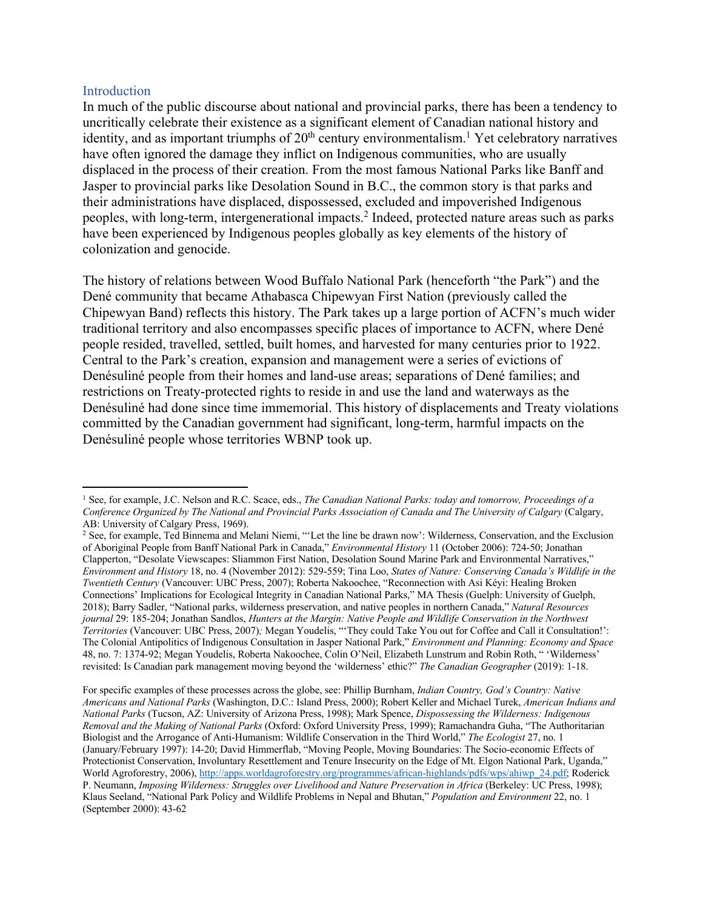## Introduction

In much of the public discourse about national and provincial parks, there has been a tendency to uncritically celebrate their existence as a significant element of Canadian national history and identity, and as important triumphs of 20th century environmentalism.[1] Yet celebratory narratives have often ignored the damage they inflict on Indigenous communities, who are usually displaced in the process of their creation. From the most famous National Parks like Banff and Jasper to provincial parks like Desolation Sound in B.C., the common story is that parks and their administrations have displaced, dispossessed, excluded and impoverished Indigenous peoples, with long-term, intergenerational impacts.[2] Indeed, protected nature areas such as parks have been experienced by Indigenous peoples globally as key elements of the history of colonization and genocide.

The history of relations between Wood Buffalo National Park (henceforth "the Park") and the Dené community that became Athabasca Chipewyan First Nation (previously called the Chipewyan Band) reflects this history. The Park takes up a large portion of ACFN's much wider traditional territory and also encompasses specific places of importance to ACFN, where Dené people resided, travelled, settled, built homes, and harvested for many centuries prior to 1922. Central to the Park's creation, expansion and management were a series of evictions of Denésuliné people from their homes and land-use areas; separations of Dené families; and restrictions on Treaty-protected rights to reside in and use the land and waterways as the Denésuliné had done since time immemorial. This history of displacements and Treaty violations committed by the Canadian government had significant, long-term, harmful impacts on the Denésuliné people whose territories WBNP took up.

---

[1] See, for example, J.C. Nelson and R.C. Scace, eds., *The Canadian National Parks: today and tomorrow, Proceedings of a Conference Organized by The National and Provincial Parks Association of Canada and The University of Calgary* (Calgary, AB: University of Calgary Press, 1969).

[2] See, for example, Ted Binnema and Melani Niemi, "'Let the line be drawn now': Wilderness, Conservation, and the Exclusion of Aboriginal People from Banff National Park in Canada," *Environmental History* 11 (October 2006): 724-50; Jonathan Clapperton, "Desolate Viewscapes: Sliammon First Nation, Desolation Sound Marine Park and Environmental Narratives," *Environment and History* 18, no. 4 (November 2012): 529-559; Tina Loo, *States of Nature: Conserving Canada's Wildlife in the Twentieth Century* (Vancouver: UBC Press, 2007); Roberta Nakoochee, "Reconnection with Asi Kéyi: Healing Broken Connections' Implications for Ecological Integrity in Canadian National Parks," MA Thesis (Guelph: University of Guelph, 2018); Barry Sadler, "National parks, wilderness preservation, and native peoples in northern Canada," *Natural Resources journal* 29: 185-204; Jonathan Sandlos, *Hunters at the Margin: Native People and Wildlife Conservation in the Northwest Territories* (Vancouver: UBC Press, 2007)*;* Megan Youdelis, "'They could Take You out for Coffee and Call it Consultation!': The Colonial Antipolitics of Indigenous Consultation in Jasper National Park," *Environment and Planning: Economy and Space* 48, no. 7: 1374-92; Megan Youdelis, Roberta Nakoochee, Colin O'Neil, Elizabeth Lunstrum and Robin Roth, " 'Wilderness' revisited: Is Canadian park management moving beyond the 'wilderness' ethic?" *The Canadian Geographer* (2019): 1-18.

For specific examples of these processes across the globe, see: Phillip Burnham, *Indian Country, God's Country: Native Americans and National Parks* (Washington, D.C.: Island Press, 2000); Robert Keller and Michael Turek, *American Indians and National Parks* (Tucson, AZ: University of Arizona Press, 1998); Mark Spence, *Dispossessing the Wilderness: Indigenous Removal and the Making of National Parks* (Oxford: Oxford University Press, 1999); Ramachandra Guha, "The Authoritarian Biologist and the Arrogance of Anti-Humanism: Wildlife Conservation in the Third World," *The Ecologist* 27, no. 1 (January/February 1997): 14-20; David Himmerflab, "Moving People, Moving Boundaries: The Socio-economic Effects of Protectionist Conservation, Involuntary Resettlement and Tenure Insecurity on the Edge of Mt. Elgon National Park, Uganda," World Agroforestry, 2006), http://apps.worldagroforestry.org/programmes/african-highlands/pdfs/wps/ahiwp_24.pdf; Roderick P. Neumann, *Imposing Wilderness: Struggles over Livelihood and Nature Preservation in Africa* (Berkeley: UC Press, 1998); Klaus Seeland, "National Park Policy and Wildlife Problems in Nepal and Bhutan," *Population and Environment* 22, no. 1 (September 2000): 43-62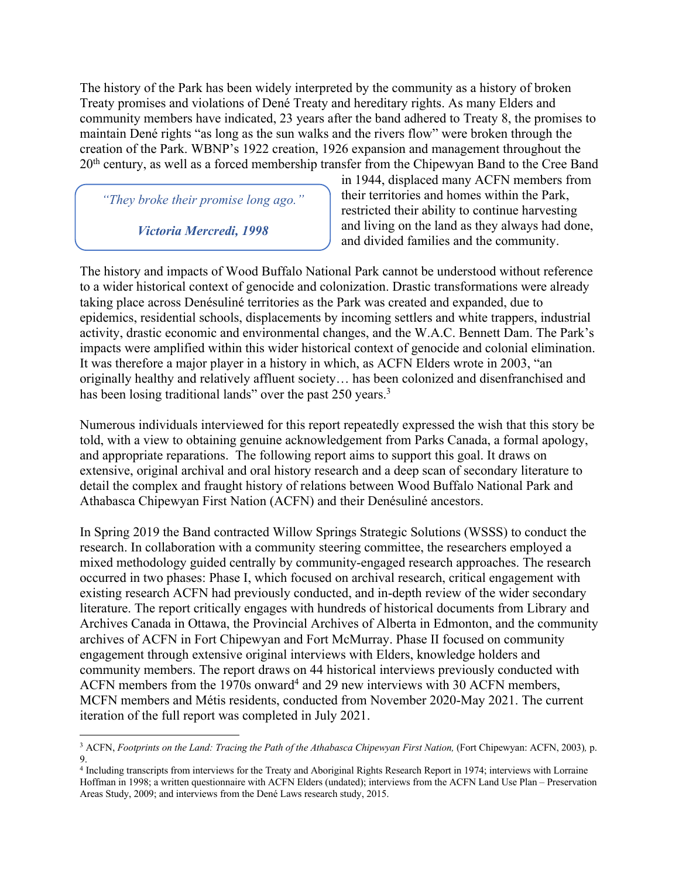The history of the Park has been widely interpreted by the community as a history of broken Treaty promises and violations of Dené Treaty and hereditary rights. As many Elders and community members have indicated, 23 years after the band adhered to Treaty 8, the promises to maintain Dené rights "as long as the sun walks and the rivers flow" were broken through the creation of the Park. WBNP's 1922 creation, 1926 expansion and management throughout the 20th century, as well as a forced membership transfer from the Chipewyan Band to the Cree Band in 1944, displaced many ACFN members from their territories and homes within the Park, restricted their ability to continue harvesting and living on the land as they always had done, and divided families and the community.

> *"They broke their promise long ago."*
>
> ***Victoria Mercredi, 1998***

The history and impacts of Wood Buffalo National Park cannot be understood without reference to a wider historical context of genocide and colonization. Drastic transformations were already taking place across Denésuliné territories as the Park was created and expanded, due to epidemics, residential schools, displacements by incoming settlers and white trappers, industrial activity, drastic economic and environmental changes, and the W.A.C. Bennett Dam. The Park's impacts were amplified within this wider historical context of genocide and colonial elimination. It was therefore a major player in a history in which, as ACFN Elders wrote in 2003, "an originally healthy and relatively affluent society… has been colonized and disenfranchised and has been losing traditional lands" over the past 250 years.[3]

Numerous individuals interviewed for this report repeatedly expressed the wish that this story be told, with a view to obtaining genuine acknowledgement from Parks Canada, a formal apology, and appropriate reparations. The following report aims to support this goal. It draws on extensive, original archival and oral history research and a deep scan of secondary literature to detail the complex and fraught history of relations between Wood Buffalo National Park and Athabasca Chipewyan First Nation (ACFN) and their Denésuliné ancestors.

In Spring 2019 the Band contracted Willow Springs Strategic Solutions (WSSS) to conduct the research. In collaboration with a community steering committee, the researchers employed a mixed methodology guided centrally by community-engaged research approaches. The research occurred in two phases: Phase I, which focused on archival research, critical engagement with existing research ACFN had previously conducted, and in-depth review of the wider secondary literature. The report critically engages with hundreds of historical documents from Library and Archives Canada in Ottawa, the Provincial Archives of Alberta in Edmonton, and the community archives of ACFN in Fort Chipewyan and Fort McMurray. Phase II focused on community engagement through extensive original interviews with Elders, knowledge holders and community members. The report draws on 44 historical interviews previously conducted with ACFN members from the 1970s onward[4] and 29 new interviews with 30 ACFN members, MCFN members and Métis residents, conducted from November 2020-May 2021. The current iteration of the full report was completed in July 2021.

---

[3] ACFN, *Footprints on the Land: Tracing the Path of the Athabasca Chipewyan First Nation,* (Fort Chipewyan: ACFN, 2003)*,* p. 9.

[4] Including transcripts from interviews for the Treaty and Aboriginal Rights Research Report in 1974; interviews with Lorraine Hoffman in 1998; a written questionnaire with ACFN Elders (undated); interviews from the ACFN Land Use Plan – Preservation Areas Study, 2009; and interviews from the Dené Laws research study, 2015.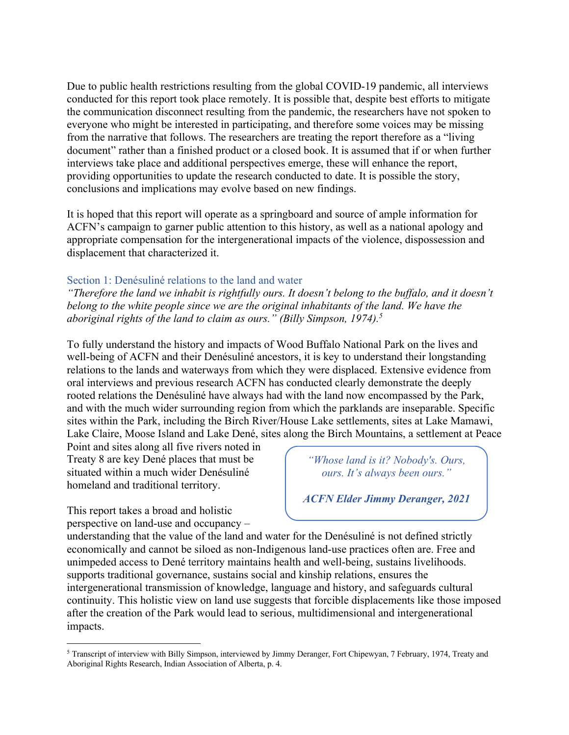Due to public health restrictions resulting from the global COVID-19 pandemic, all interviews conducted for this report took place remotely. It is possible that, despite best efforts to mitigate the communication disconnect resulting from the pandemic, the researchers have not spoken to everyone who might be interested in participating, and therefore some voices may be missing from the narrative that follows. The researchers are treating the report therefore as a "living document" rather than a finished product or a closed book. It is assumed that if or when further interviews take place and additional perspectives emerge, these will enhance the report, providing opportunities to update the research conducted to date. It is possible the story, conclusions and implications may evolve based on new findings.

It is hoped that this report will operate as a springboard and source of ample information for ACFN's campaign to garner public attention to this history, as well as a national apology and appropriate compensation for the intergenerational impacts of the violence, dispossession and displacement that characterized it.

## Section 1: Denésuliné relations to the land and water

*"Therefore the land we inhabit is rightfully ours. It doesn't belong to the buffalo, and it doesn't belong to the white people since we are the original inhabitants of the land. We have the aboriginal rights of the land to claim as ours." (Billy Simpson, 1974).*[5]

To fully understand the history and impacts of Wood Buffalo National Park on the lives and well-being of ACFN and their Denésuliné ancestors, it is key to understand their longstanding relations to the lands and waterways from which they were displaced. Extensive evidence from oral interviews and previous research ACFN has conducted clearly demonstrate the deeply rooted relations the Denésuliné have always had with the land now encompassed by the Park, and with the much wider surrounding region from which the parklands are inseparable. Specific sites within the Park, including the Birch River/House Lake settlements, sites at Lake Mamawi, Lake Claire, Moose Island and Lake Dené, sites along the Birch Mountains, a settlement at Peace Point and sites along all five rivers noted in Treaty 8 are key Dené places that must be situated within a much wider Denésuliné homeland and traditional territory.

> *"Whose land is it? Nobody's. Ours, ours. It's always been ours."*
>
> ***ACFN Elder Jimmy Deranger, 2021***

This report takes a broad and holistic perspective on land-use and occupancy – understanding that the value of the land and water for the Denésuliné is not defined strictly economically and cannot be siloed as non-Indigenous land-use practices often are. Free and unimpeded access to Dené territory maintains health and well-being, sustains livelihoods. supports traditional governance, sustains social and kinship relations, ensures the intergenerational transmission of knowledge, language and history, and safeguards cultural continuity. This holistic view on land use suggests that forcible displacements like those imposed after the creation of the Park would lead to serious, multidimensional and intergenerational impacts.

---

[5] Transcript of interview with Billy Simpson, interviewed by Jimmy Deranger, Fort Chipewyan, 7 February, 1974, Treaty and Aboriginal Rights Research, Indian Association of Alberta, p. 4.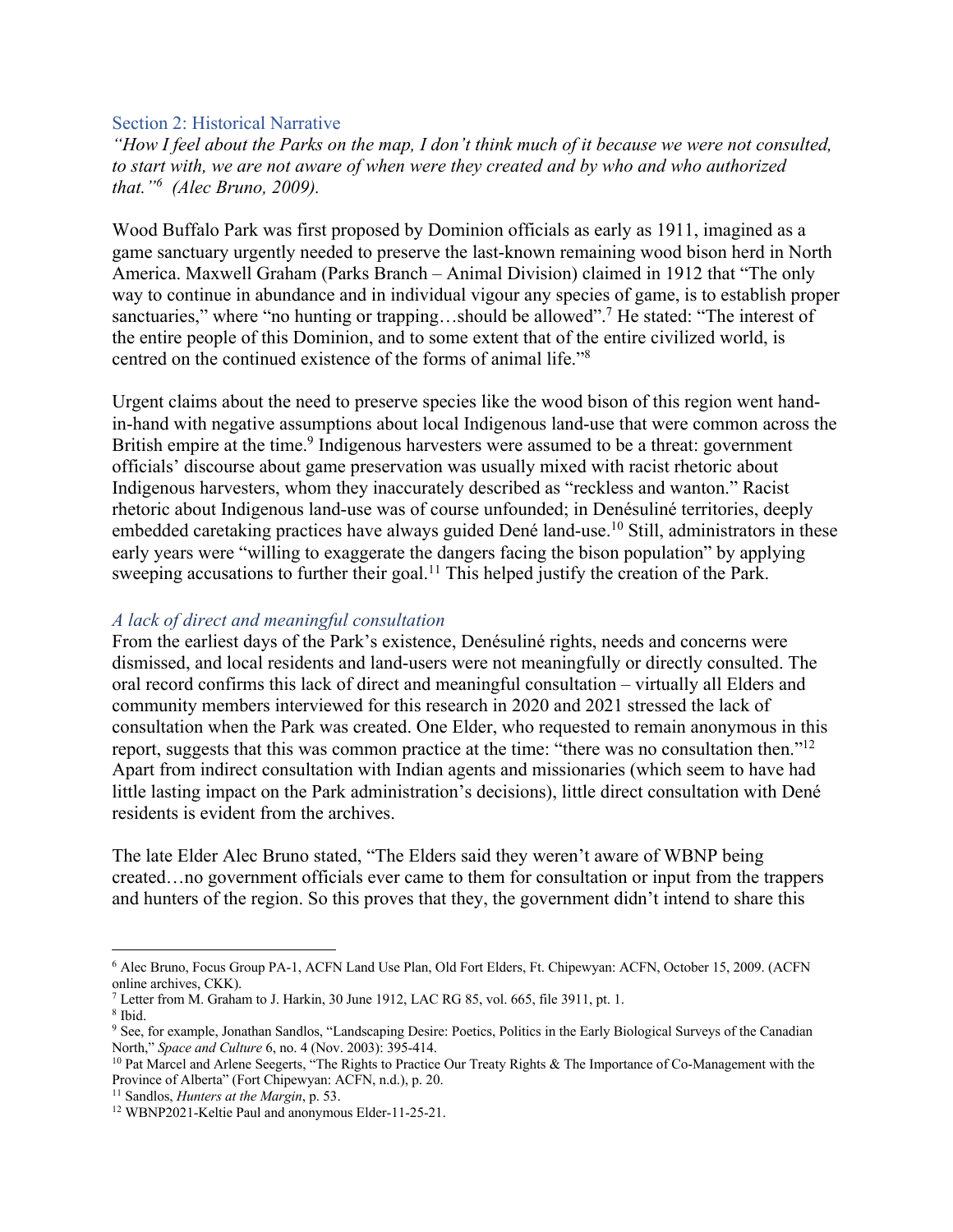## Section 2: Historical Narrative

*"How I feel about the Parks on the map, I don't think much of it because we were not consulted, to start with, we are not aware of when were they created and by who and who authorized that."[6] (Alec Bruno, 2009).*

Wood Buffalo Park was first proposed by Dominion officials as early as 1911, imagined as a game sanctuary urgently needed to preserve the last-known remaining wood bison herd in North America. Maxwell Graham (Parks Branch – Animal Division) claimed in 1912 that "The only way to continue in abundance and in individual vigour any species of game, is to establish proper sanctuaries," where "no hunting or trapping…should be allowed".[7] He stated: "The interest of the entire people of this Dominion, and to some extent that of the entire civilized world, is centred on the continued existence of the forms of animal life."[8]

Urgent claims about the need to preserve species like the wood bison of this region went hand-in-hand with negative assumptions about local Indigenous land-use that were common across the British empire at the time.[9] Indigenous harvesters were assumed to be a threat: government officials' discourse about game preservation was usually mixed with racist rhetoric about Indigenous harvesters, whom they inaccurately described as "reckless and wanton." Racist rhetoric about Indigenous land-use was of course unfounded; in Denésuliné territories, deeply embedded caretaking practices have always guided Dené land-use.[10] Still, administrators in these early years were "willing to exaggerate the dangers facing the bison population" by applying sweeping accusations to further their goal.[11] This helped justify the creation of the Park.

### *A lack of direct and meaningful consultation*

From the earliest days of the Park's existence, Denésuliné rights, needs and concerns were dismissed, and local residents and land-users were not meaningfully or directly consulted. The oral record confirms this lack of direct and meaningful consultation – virtually all Elders and community members interviewed for this research in 2020 and 2021 stressed the lack of consultation when the Park was created. One Elder, who requested to remain anonymous in this report, suggests that this was common practice at the time: "there was no consultation then."[12] Apart from indirect consultation with Indian agents and missionaries (which seem to have had little lasting impact on the Park administration's decisions), little direct consultation with Dené residents is evident from the archives.

The late Elder Alec Bruno stated, "The Elders said they weren't aware of WBNP being created…no government officials ever came to them for consultation or input from the trappers and hunters of the region. So this proves that they, the government didn't intend to share this

---

[6] Alec Bruno, Focus Group PA-1, ACFN Land Use Plan, Old Fort Elders, Ft. Chipewyan: ACFN, October 15, 2009. (ACFN online archives, CKK).

[7] Letter from M. Graham to J. Harkin, 30 June 1912, LAC RG 85, vol. 665, file 3911, pt. 1.

[8] Ibid.

[9] See, for example, Jonathan Sandlos, "Landscaping Desire: Poetics, Politics in the Early Biological Surveys of the Canadian North," *Space and Culture* 6, no. 4 (Nov. 2003): 395-414.

[10] Pat Marcel and Arlene Seegerts, "The Rights to Practice Our Treaty Rights & The Importance of Co-Management with the Province of Alberta" (Fort Chipewyan: ACFN, n.d.), p. 20.

[11] Sandlos, *Hunters at the Margin*, p. 53.

[12] WBNP2021-Keltie Paul and anonymous Elder-11-25-21.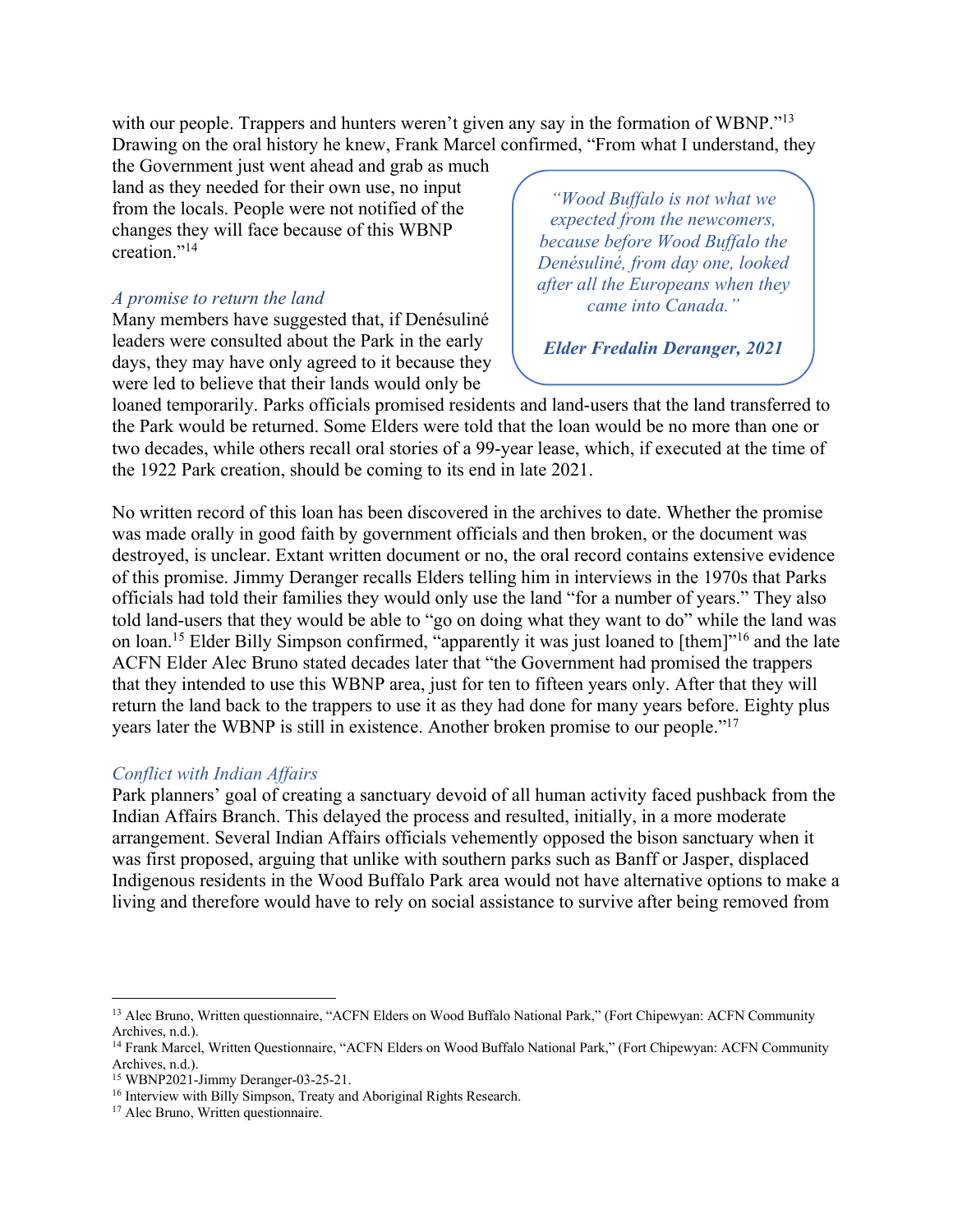with our people. Trappers and hunters weren't given any say in the formation of WBNP."[13] Drawing on the oral history he knew, Frank Marcel confirmed, "From what I understand, they the Government just went ahead and grab as much land as they needed for their own use, no input from the locals. People were not notified of the changes they will face because of this WBNP creation."[14]

> *"Wood Buffalo is not what we expected from the newcomers, because before Wood Buffalo the Denésuliné, from day one, looked after all the Europeans when they came into Canada."*
>
> ***Elder Fredalin Deranger, 2021***

*A promise to return the land*

Many members have suggested that, if Denésuliné leaders were consulted about the Park in the early days, they may have only agreed to it because they were led to believe that their lands would only be loaned temporarily. Parks officials promised residents and land-users that the land transferred to the Park would be returned. Some Elders were told that the loan would be no more than one or two decades, while others recall oral stories of a 99-year lease, which, if executed at the time of the 1922 Park creation, should be coming to its end in late 2021.

No written record of this loan has been discovered in the archives to date. Whether the promise was made orally in good faith by government officials and then broken, or the document was destroyed, is unclear. Extant written document or no, the oral record contains extensive evidence of this promise. Jimmy Deranger recalls Elders telling him in interviews in the 1970s that Parks officials had told their families they would only use the land "for a number of years." They also told land-users that they would be able to "go on doing what they want to do" while the land was on loan.[15] Elder Billy Simpson confirmed, "apparently it was just loaned to [them]"[16] and the late ACFN Elder Alec Bruno stated decades later that "the Government had promised the trappers that they intended to use this WBNP area, just for ten to fifteen years only. After that they will return the land back to the trappers to use it as they had done for many years before. Eighty plus years later the WBNP is still in existence. Another broken promise to our people."[17]

*Conflict with Indian Affairs*

Park planners' goal of creating a sanctuary devoid of all human activity faced pushback from the Indian Affairs Branch. This delayed the process and resulted, initially, in a more moderate arrangement. Several Indian Affairs officials vehemently opposed the bison sanctuary when it was first proposed, arguing that unlike with southern parks such as Banff or Jasper, displaced Indigenous residents in the Wood Buffalo Park area would not have alternative options to make a living and therefore would have to rely on social assistance to survive after being removed from

---

[13] Alec Bruno, Written questionnaire, "ACFN Elders on Wood Buffalo National Park," (Fort Chipewyan: ACFN Community Archives, n.d.).

[14] Frank Marcel, Written Questionnaire, "ACFN Elders on Wood Buffalo National Park," (Fort Chipewyan: ACFN Community Archives, n.d.).

[15] WBNP2021-Jimmy Deranger-03-25-21.

[16] Interview with Billy Simpson, Treaty and Aboriginal Rights Research.

[17] Alec Bruno, Written questionnaire.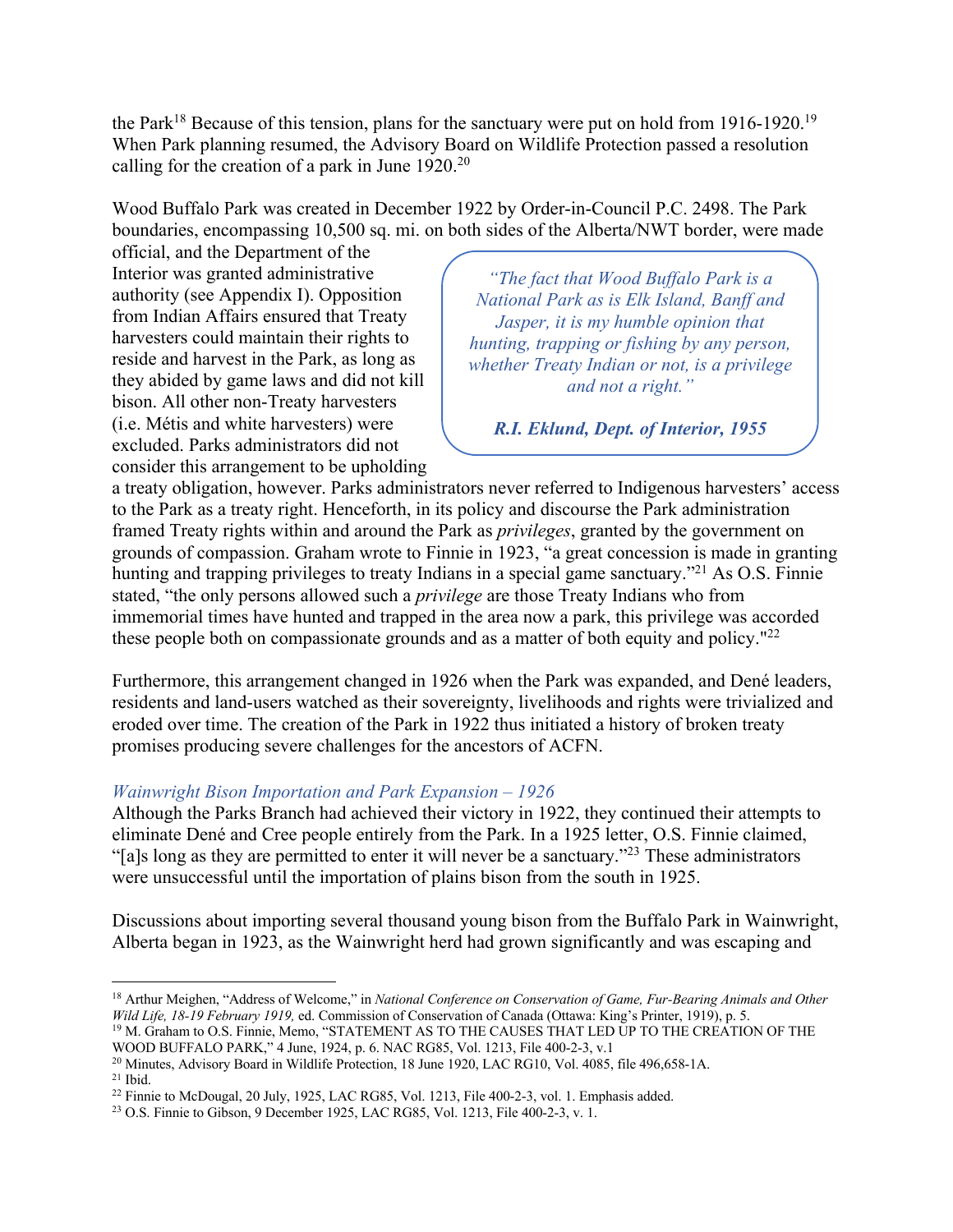the Park[18] Because of this tension, plans for the sanctuary were put on hold from 1916-1920.[19] When Park planning resumed, the Advisory Board on Wildlife Protection passed a resolution calling for the creation of a park in June 1920.[20]

Wood Buffalo Park was created in December 1922 by Order-in-Council P.C. 2498. The Park boundaries, encompassing 10,500 sq. mi. on both sides of the Alberta/NWT border, were made official, and the Department of the Interior was granted administrative authority (see Appendix I). Opposition from Indian Affairs ensured that Treaty harvesters could maintain their rights to reside and harvest in the Park, as long as they abided by game laws and did not kill bison. All other non-Treaty harvesters (i.e. Métis and white harvesters) were excluded. Parks administrators did not consider this arrangement to be upholding a treaty obligation, however. Parks administrators never referred to Indigenous harvesters' access to the Park as a treaty right. Henceforth, in its policy and discourse the Park administration framed Treaty rights within and around the Park as *privileges*, granted by the government on grounds of compassion. Graham wrote to Finnie in 1923, "a great concession is made in granting hunting and trapping privileges to treaty Indians in a special game sanctuary."[21] As O.S. Finnie stated, "the only persons allowed such a *privilege* are those Treaty Indians who from immemorial times have hunted and trapped in the area now a park, this privilege was accorded these people both on compassionate grounds and as a matter of both equity and policy."[22]

> *"The fact that Wood Buffalo Park is a National Park as is Elk Island, Banff and Jasper, it is my humble opinion that hunting, trapping or fishing by any person, whether Treaty Indian or not, is a privilege and not a right."*
>
> ***R.I. Eklund, Dept. of Interior, 1955***

Furthermore, this arrangement changed in 1926 when the Park was expanded, and Dené leaders, residents and land-users watched as their sovereignty, livelihoods and rights were trivialized and eroded over time. The creation of the Park in 1922 thus initiated a history of broken treaty promises producing severe challenges for the ancestors of ACFN.

### *Wainwright Bison Importation and Park Expansion – 1926*

Although the Parks Branch had achieved their victory in 1922, they continued their attempts to eliminate Dené and Cree people entirely from the Park. In a 1925 letter, O.S. Finnie claimed, "[a]s long as they are permitted to enter it will never be a sanctuary."[23] These administrators were unsuccessful until the importation of plains bison from the south in 1925.

Discussions about importing several thousand young bison from the Buffalo Park in Wainwright, Alberta began in 1923, as the Wainwright herd had grown significantly and was escaping and

---

[18] Arthur Meighen, "Address of Welcome," in *National Conference on Conservation of Game, Fur-Bearing Animals and Other Wild Life, 18-19 February 1919,* ed. Commission of Conservation of Canada (Ottawa: King's Printer, 1919), p. 5.

[19] M. Graham to O.S. Finnie, Memo, "STATEMENT AS TO THE CAUSES THAT LED UP TO THE CREATION OF THE WOOD BUFFALO PARK," 4 June, 1924, p. 6. NAC RG85, Vol. 1213, File 400-2-3, v.1

[20] Minutes, Advisory Board in Wildlife Protection, 18 June 1920, LAC RG10, Vol. 4085, file 496,658-1A.

[21] Ibid.

[22] Finnie to McDougal, 20 July, 1925, LAC RG85, Vol. 1213, File 400-2-3, vol. 1. Emphasis added.

[23] O.S. Finnie to Gibson, 9 December 1925, LAC RG85, Vol. 1213, File 400-2-3, v. 1.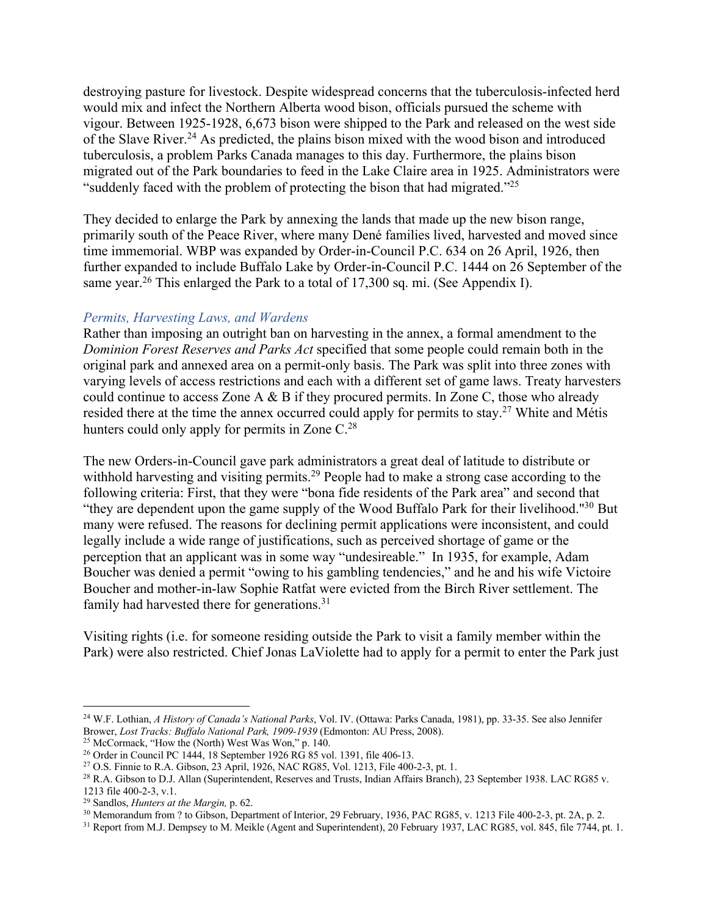destroying pasture for livestock. Despite widespread concerns that the tuberculosis-infected herd would mix and infect the Northern Alberta wood bison, officials pursued the scheme with vigour. Between 1925-1928, 6,673 bison were shipped to the Park and released on the west side of the Slave River.[24] As predicted, the plains bison mixed with the wood bison and introduced tuberculosis, a problem Parks Canada manages to this day. Furthermore, the plains bison migrated out of the Park boundaries to feed in the Lake Claire area in 1925. Administrators were "suddenly faced with the problem of protecting the bison that had migrated."[25]

They decided to enlarge the Park by annexing the lands that made up the new bison range, primarily south of the Peace River, where many Dené families lived, harvested and moved since time immemorial. WBP was expanded by Order-in-Council P.C. 634 on 26 April, 1926, then further expanded to include Buffalo Lake by Order-in-Council P.C. 1444 on 26 September of the same year.[26] This enlarged the Park to a total of 17,300 sq. mi. (See Appendix I).

### *Permits, Harvesting Laws, and Wardens*

Rather than imposing an outright ban on harvesting in the annex, a formal amendment to the *Dominion Forest Reserves and Parks Act* specified that some people could remain both in the original park and annexed area on a permit-only basis. The Park was split into three zones with varying levels of access restrictions and each with a different set of game laws. Treaty harvesters could continue to access Zone A & B if they procured permits. In Zone C, those who already resided there at the time the annex occurred could apply for permits to stay.[27] White and Métis hunters could only apply for permits in Zone C.[28]

The new Orders-in-Council gave park administrators a great deal of latitude to distribute or withhold harvesting and visiting permits.[29] People had to make a strong case according to the following criteria: First, that they were "bona fide residents of the Park area" and second that "they are dependent upon the game supply of the Wood Buffalo Park for their livelihood."[30] But many were refused. The reasons for declining permit applications were inconsistent, and could legally include a wide range of justifications, such as perceived shortage of game or the perception that an applicant was in some way "undesireable." In 1935, for example, Adam Boucher was denied a permit "owing to his gambling tendencies," and he and his wife Victoire Boucher and mother-in-law Sophie Ratfat were evicted from the Birch River settlement. The family had harvested there for generations.[31]

Visiting rights (i.e. for someone residing outside the Park to visit a family member within the Park) were also restricted. Chief Jonas LaViolette had to apply for a permit to enter the Park just

---

[24] W.F. Lothian, *A History of Canada's National Parks*, Vol. IV. (Ottawa: Parks Canada, 1981), pp. 33-35. See also Jennifer Brower, *Lost Tracks: Buffalo National Park, 1909-1939* (Edmonton: AU Press, 2008).

[25] McCormack, "How the (North) West Was Won," p. 140.

[26] Order in Council PC 1444, 18 September 1926 RG 85 vol. 1391, file 406-13.

[27] O.S. Finnie to R.A. Gibson, 23 April, 1926, NAC RG85, Vol. 1213, File 400-2-3, pt. 1.

[28] R.A. Gibson to D.J. Allan (Superintendent, Reserves and Trusts, Indian Affairs Branch), 23 September 1938. LAC RG85 v. 1213 file 400-2-3, v.1.

[29] Sandlos, *Hunters at the Margin,* p. 62.

[30] Memorandum from ? to Gibson, Department of Interior, 29 February, 1936, PAC RG85, v. 1213 File 400-2-3, pt. 2A, p. 2.

[31] Report from M.J. Dempsey to M. Meikle (Agent and Superintendent), 20 February 1937, LAC RG85, vol. 845, file 7744, pt. 1.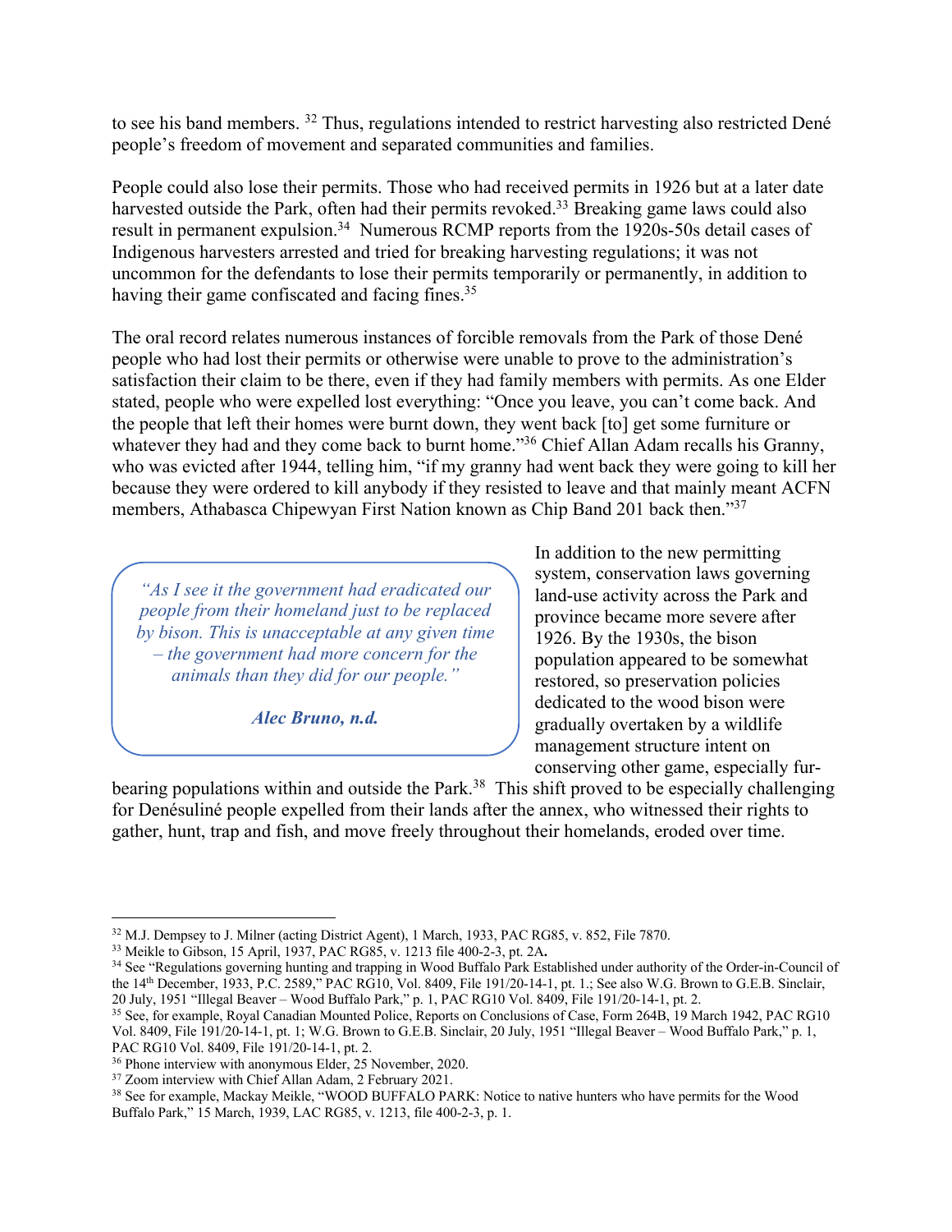to see his band members.[32] Thus, regulations intended to restrict harvesting also restricted Dené people's freedom of movement and separated communities and families.

People could also lose their permits. Those who had received permits in 1926 but at a later date harvested outside the Park, often had their permits revoked.[33] Breaking game laws could also result in permanent expulsion.[34] Numerous RCMP reports from the 1920s-50s detail cases of Indigenous harvesters arrested and tried for breaking harvesting regulations; it was not uncommon for the defendants to lose their permits temporarily or permanently, in addition to having their game confiscated and facing fines.[35]

The oral record relates numerous instances of forcible removals from the Park of those Dené people who had lost their permits or otherwise were unable to prove to the administration's satisfaction their claim to be there, even if they had family members with permits. As one Elder stated, people who were expelled lost everything: "Once you leave, you can't come back. And the people that left their homes were burnt down, they went back [to] get some furniture or whatever they had and they come back to burnt home."[36] Chief Allan Adam recalls his Granny, who was evicted after 1944, telling him, "if my granny had went back they were going to kill her because they were ordered to kill anybody if they resisted to leave and that mainly meant ACFN members, Athabasca Chipewyan First Nation known as Chip Band 201 back then."[37]

> *"As I see it the government had eradicated our people from their homeland just to be replaced by bison. This is unacceptable at any given time – the government had more concern for the animals than they did for our people."*
>
> ***Alec Bruno, n.d.***

In addition to the new permitting system, conservation laws governing land-use activity across the Park and province became more severe after 1926. By the 1930s, the bison population appeared to be somewhat restored, so preservation policies dedicated to the wood bison were gradually overtaken by a wildlife management structure intent on conserving other game, especially fur-bearing populations within and outside the Park.[38] This shift proved to be especially challenging for Denésuliné people expelled from their lands after the annex, who witnessed their rights to gather, hunt, trap and fish, and move freely throughout their homelands, eroded over time.

---

[32] M.J. Dempsey to J. Milner (acting District Agent), 1 March, 1933, PAC RG85, v. 852, File 7870.

[33] Meikle to Gibson, 15 April, 1937, PAC RG85, v. 1213 file 400-2-3, pt. 2A.

[34] See "Regulations governing hunting and trapping in Wood Buffalo Park Established under authority of the Order-in-Council of the 14th December, 1933, P.C. 2589," PAC RG10, Vol. 8409, File 191/20-14-1, pt. 1.; See also W.G. Brown to G.E.B. Sinclair, 20 July, 1951 "Illegal Beaver – Wood Buffalo Park," p. 1, PAC RG10 Vol. 8409, File 191/20-14-1, pt. 2.

[35] See, for example, Royal Canadian Mounted Police, Reports on Conclusions of Case, Form 264B, 19 March 1942, PAC RG10 Vol. 8409, File 191/20-14-1, pt. 1; W.G. Brown to G.E.B. Sinclair, 20 July, 1951 "Illegal Beaver – Wood Buffalo Park," p. 1, PAC RG10 Vol. 8409, File 191/20-14-1, pt. 2.

[36] Phone interview with anonymous Elder, 25 November, 2020.

[37] Zoom interview with Chief Allan Adam, 2 February 2021.

[38] See for example, Mackay Meikle, "WOOD BUFFALO PARK: Notice to native hunters who have permits for the Wood Buffalo Park," 15 March, 1939, LAC RG85, v. 1213, file 400-2-3, p. 1.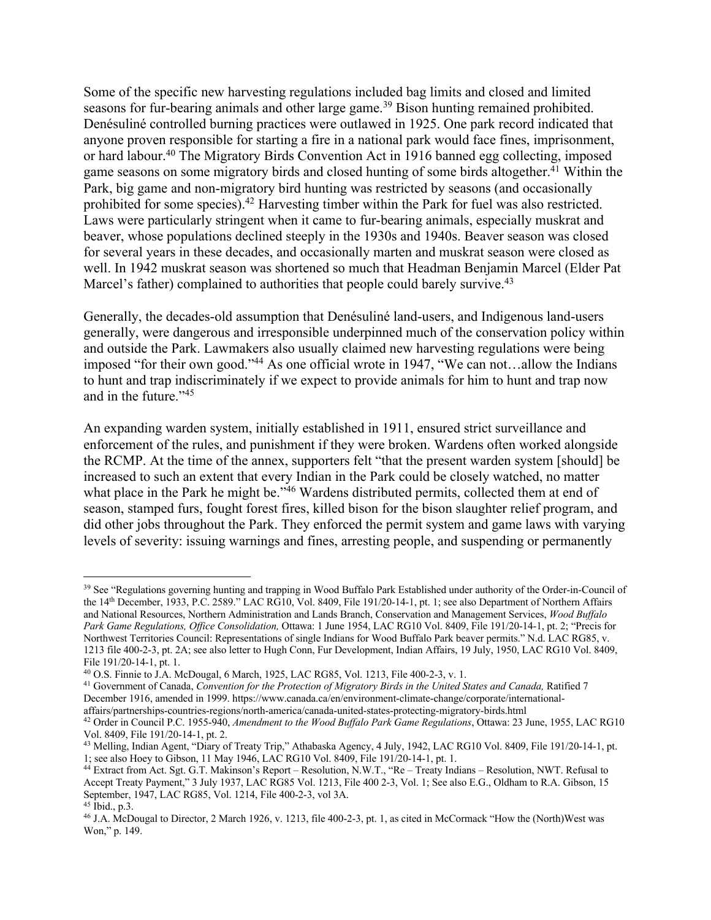Some of the specific new harvesting regulations included bag limits and closed and limited seasons for fur-bearing animals and other large game.[39] Bison hunting remained prohibited. Denésuliné controlled burning practices were outlawed in 1925. One park record indicated that anyone proven responsible for starting a fire in a national park would face fines, imprisonment, or hard labour.[40] The Migratory Birds Convention Act in 1916 banned egg collecting, imposed game seasons on some migratory birds and closed hunting of some birds altogether.[41] Within the Park, big game and non-migratory bird hunting was restricted by seasons (and occasionally prohibited for some species).[42] Harvesting timber within the Park for fuel was also restricted. Laws were particularly stringent when it came to fur-bearing animals, especially muskrat and beaver, whose populations declined steeply in the 1930s and 1940s. Beaver season was closed for several years in these decades, and occasionally marten and muskrat season were closed as well. In 1942 muskrat season was shortened so much that Headman Benjamin Marcel (Elder Pat Marcel's father) complained to authorities that people could barely survive.[43]

Generally, the decades-old assumption that Denésuliné land-users, and Indigenous land-users generally, were dangerous and irresponsible underpinned much of the conservation policy within and outside the Park. Lawmakers also usually claimed new harvesting regulations were being imposed "for their own good."[44] As one official wrote in 1947, "We can not…allow the Indians to hunt and trap indiscriminately if we expect to provide animals for him to hunt and trap now and in the future."[45]

An expanding warden system, initially established in 1911, ensured strict surveillance and enforcement of the rules, and punishment if they were broken. Wardens often worked alongside the RCMP. At the time of the annex, supporters felt "that the present warden system [should] be increased to such an extent that every Indian in the Park could be closely watched, no matter what place in the Park he might be."[46] Wardens distributed permits, collected them at end of season, stamped furs, fought forest fires, killed bison for the bison slaughter relief program, and did other jobs throughout the Park. They enforced the permit system and game laws with varying levels of severity: issuing warnings and fines, arresting people, and suspending or permanently

---

[39] See "Regulations governing hunting and trapping in Wood Buffalo Park Established under authority of the Order-in-Council of the 14th December, 1933, P.C. 2589." LAC RG10, Vol. 8409, File 191/20-14-1, pt. 1; see also Department of Northern Affairs and National Resources, Northern Administration and Lands Branch, Conservation and Management Services, *Wood Buffalo Park Game Regulations, Office Consolidation,* Ottawa: 1 June 1954, LAC RG10 Vol. 8409, File 191/20-14-1, pt. 2; "Precis for Northwest Territories Council: Representations of single Indians for Wood Buffalo Park beaver permits." N.d. LAC RG85, v. 1213 file 400-2-3, pt. 2A; see also letter to Hugh Conn, Fur Development, Indian Affairs, 19 July, 1950, LAC RG10 Vol. 8409, File 191/20-14-1, pt. 1.

[40] O.S. Finnie to J.A. McDougal, 6 March, 1925, LAC RG85, Vol. 1213, File 400-2-3, v. 1.

[41] Government of Canada, *Convention for the Protection of Migratory Birds in the United States and Canada,* Ratified 7 December 1916, amended in 1999. https://www.canada.ca/en/environment-climate-change/corporate/international-affairs/partnerships-countries-regions/north-america/canada-united-states-protecting-migratory-birds.html

[42] Order in Council P.C. 1955-940, *Amendment to the Wood Buffalo Park Game Regulations*, Ottawa: 23 June, 1955, LAC RG10 Vol. 8409, File 191/20-14-1, pt. 2.

[43] Melling, Indian Agent, "Diary of Treaty Trip," Athabaska Agency, 4 July, 1942, LAC RG10 Vol. 8409, File 191/20-14-1, pt. 1; see also Hoey to Gibson, 11 May 1946, LAC RG10 Vol. 8409, File 191/20-14-1, pt. 1.

[44] Extract from Act. Sgt. G.T. Makinson's Report – Resolution, N.W.T., "Re – Treaty Indians – Resolution, NWT. Refusal to Accept Treaty Payment," 3 July 1937, LAC RG85 Vol. 1213, File 400 2-3, Vol. 1; See also E.G., Oldham to R.A. Gibson, 15 September, 1947, LAC RG85, Vol. 1214, File 400-2-3, vol 3A.

[45] Ibid., p.3.

[46] J.A. McDougal to Director, 2 March 1926, v. 1213, file 400-2-3, pt. 1, as cited in McCormack "How the (North)West was Won," p. 149.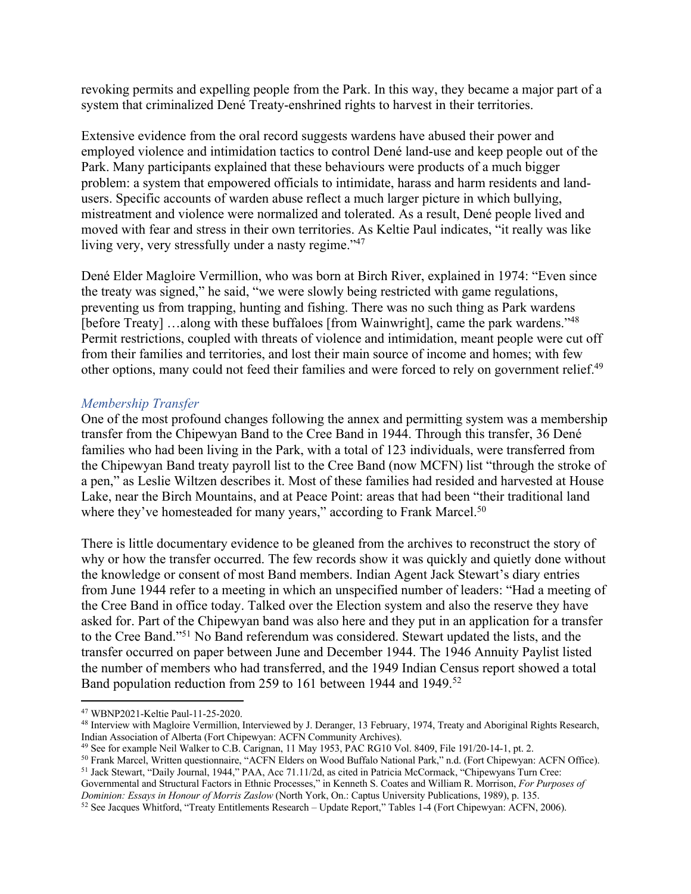revoking permits and expelling people from the Park. In this way, they became a major part of a system that criminalized Dené Treaty-enshrined rights to harvest in their territories.

Extensive evidence from the oral record suggests wardens have abused their power and employed violence and intimidation tactics to control Dené land-use and keep people out of the Park. Many participants explained that these behaviours were products of a much bigger problem: a system that empowered officials to intimidate, harass and harm residents and land-users. Specific accounts of warden abuse reflect a much larger picture in which bullying, mistreatment and violence were normalized and tolerated. As a result, Dené people lived and moved with fear and stress in their own territories. As Keltie Paul indicates, "it really was like living very, very stressfully under a nasty regime."[47]

Dené Elder Magloire Vermillion, who was born at Birch River, explained in 1974: "Even since the treaty was signed," he said, "we were slowly being restricted with game regulations, preventing us from trapping, hunting and fishing. There was no such thing as Park wardens [before Treaty] …along with these buffaloes [from Wainwright], came the park wardens."[48] Permit restrictions, coupled with threats of violence and intimidation, meant people were cut off from their families and territories, and lost their main source of income and homes; with few other options, many could not feed their families and were forced to rely on government relief.[49]

### *Membership Transfer*

One of the most profound changes following the annex and permitting system was a membership transfer from the Chipewyan Band to the Cree Band in 1944. Through this transfer, 36 Dené families who had been living in the Park, with a total of 123 individuals, were transferred from the Chipewyan Band treaty payroll list to the Cree Band (now MCFN) list "through the stroke of a pen," as Leslie Wiltzen describes it. Most of these families had resided and harvested at House Lake, near the Birch Mountains, and at Peace Point: areas that had been "their traditional land where they've homesteaded for many years," according to Frank Marcel.[50]

There is little documentary evidence to be gleaned from the archives to reconstruct the story of why or how the transfer occurred. The few records show it was quickly and quietly done without the knowledge or consent of most Band members. Indian Agent Jack Stewart's diary entries from June 1944 refer to a meeting in which an unspecified number of leaders: "Had a meeting of the Cree Band in office today. Talked over the Election system and also the reserve they have asked for. Part of the Chipewyan band was also here and they put in an application for a transfer to the Cree Band."[51] No Band referendum was considered. Stewart updated the lists, and the transfer occurred on paper between June and December 1944. The 1946 Annuity Paylist listed the number of members who had transferred, and the 1949 Indian Census report showed a total Band population reduction from 259 to 161 between 1944 and 1949.[52]

---

[47] WBNP2021-Keltie Paul-11-25-2020.

[48] Interview with Magloire Vermillion, Interviewed by J. Deranger, 13 February, 1974, Treaty and Aboriginal Rights Research, Indian Association of Alberta (Fort Chipewyan: ACFN Community Archives).

[49] See for example Neil Walker to C.B. Carignan, 11 May 1953, PAC RG10 Vol. 8409, File 191/20-14-1, pt. 2.

[50] Frank Marcel, Written questionnaire, "ACFN Elders on Wood Buffalo National Park," n.d. (Fort Chipewyan: ACFN Office).

[51] Jack Stewart, "Daily Journal, 1944," PAA, Acc 71.11/2d, as cited in Patricia McCormack, "Chipewyans Turn Cree: Governmental and Structural Factors in Ethnic Processes," in Kenneth S. Coates and William R. Morrison, *For Purposes of Dominion: Essays in Honour of Morris Zaslow* (North York, On.: Captus University Publications, 1989), p. 135.

[52] See Jacques Whitford, "Treaty Entitlements Research – Update Report," Tables 1-4 (Fort Chipewyan: ACFN, 2006).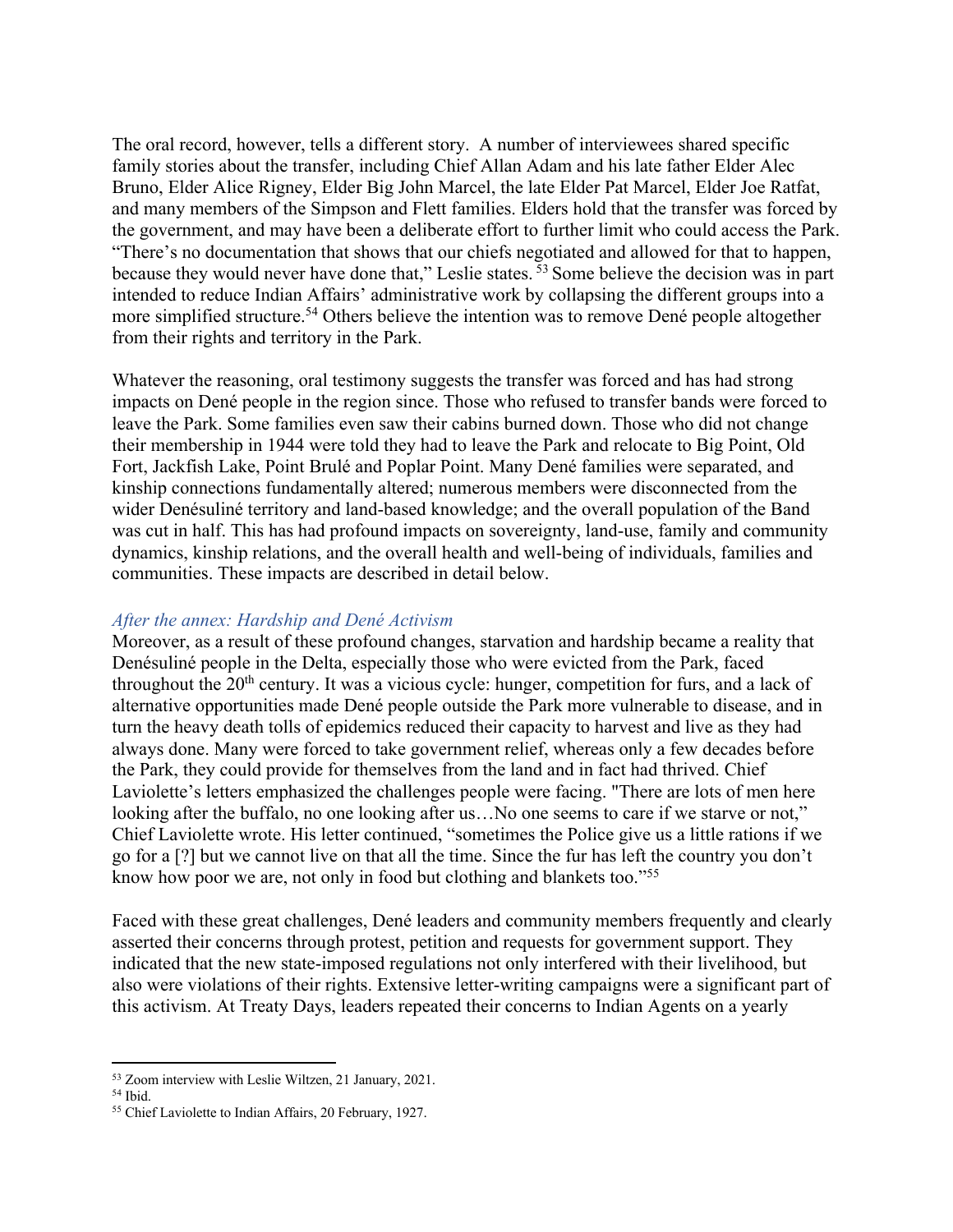The oral record, however, tells a different story. A number of interviewees shared specific family stories about the transfer, including Chief Allan Adam and his late father Elder Alec Bruno, Elder Alice Rigney, Elder Big John Marcel, the late Elder Pat Marcel, Elder Joe Ratfat, and many members of the Simpson and Flett families. Elders hold that the transfer was forced by the government, and may have been a deliberate effort to further limit who could access the Park. "There's no documentation that shows that our chiefs negotiated and allowed for that to happen, because they would never have done that," Leslie states.[53] Some believe the decision was in part intended to reduce Indian Affairs' administrative work by collapsing the different groups into a more simplified structure.[54] Others believe the intention was to remove Dené people altogether from their rights and territory in the Park.

Whatever the reasoning, oral testimony suggests the transfer was forced and has had strong impacts on Dené people in the region since. Those who refused to transfer bands were forced to leave the Park. Some families even saw their cabins burned down. Those who did not change their membership in 1944 were told they had to leave the Park and relocate to Big Point, Old Fort, Jackfish Lake, Point Brulé and Poplar Point. Many Dené families were separated, and kinship connections fundamentally altered; numerous members were disconnected from the wider Denésuliné territory and land-based knowledge; and the overall population of the Band was cut in half. This has had profound impacts on sovereignty, land-use, family and community dynamics, kinship relations, and the overall health and well-being of individuals, families and communities. These impacts are described in detail below.

### *After the annex: Hardship and Dené Activism*

Moreover, as a result of these profound changes, starvation and hardship became a reality that Denésuliné people in the Delta, especially those who were evicted from the Park, faced throughout the 20th century. It was a vicious cycle: hunger, competition for furs, and a lack of alternative opportunities made Dené people outside the Park more vulnerable to disease, and in turn the heavy death tolls of epidemics reduced their capacity to harvest and live as they had always done. Many were forced to take government relief, whereas only a few decades before the Park, they could provide for themselves from the land and in fact had thrived. Chief Laviolette's letters emphasized the challenges people were facing. "There are lots of men here looking after the buffalo, no one looking after us…No one seems to care if we starve or not," Chief Laviolette wrote. His letter continued, "sometimes the Police give us a little rations if we go for a [?] but we cannot live on that all the time. Since the fur has left the country you don't know how poor we are, not only in food but clothing and blankets too."[55]

Faced with these great challenges, Dené leaders and community members frequently and clearly asserted their concerns through protest, petition and requests for government support. They indicated that the new state-imposed regulations not only interfered with their livelihood, but also were violations of their rights. Extensive letter-writing campaigns were a significant part of this activism. At Treaty Days, leaders repeated their concerns to Indian Agents on a yearly

---

[53] Zoom interview with Leslie Wiltzen, 21 January, 2021.

[54] Ibid.

[55] Chief Laviolette to Indian Affairs, 20 February, 1927.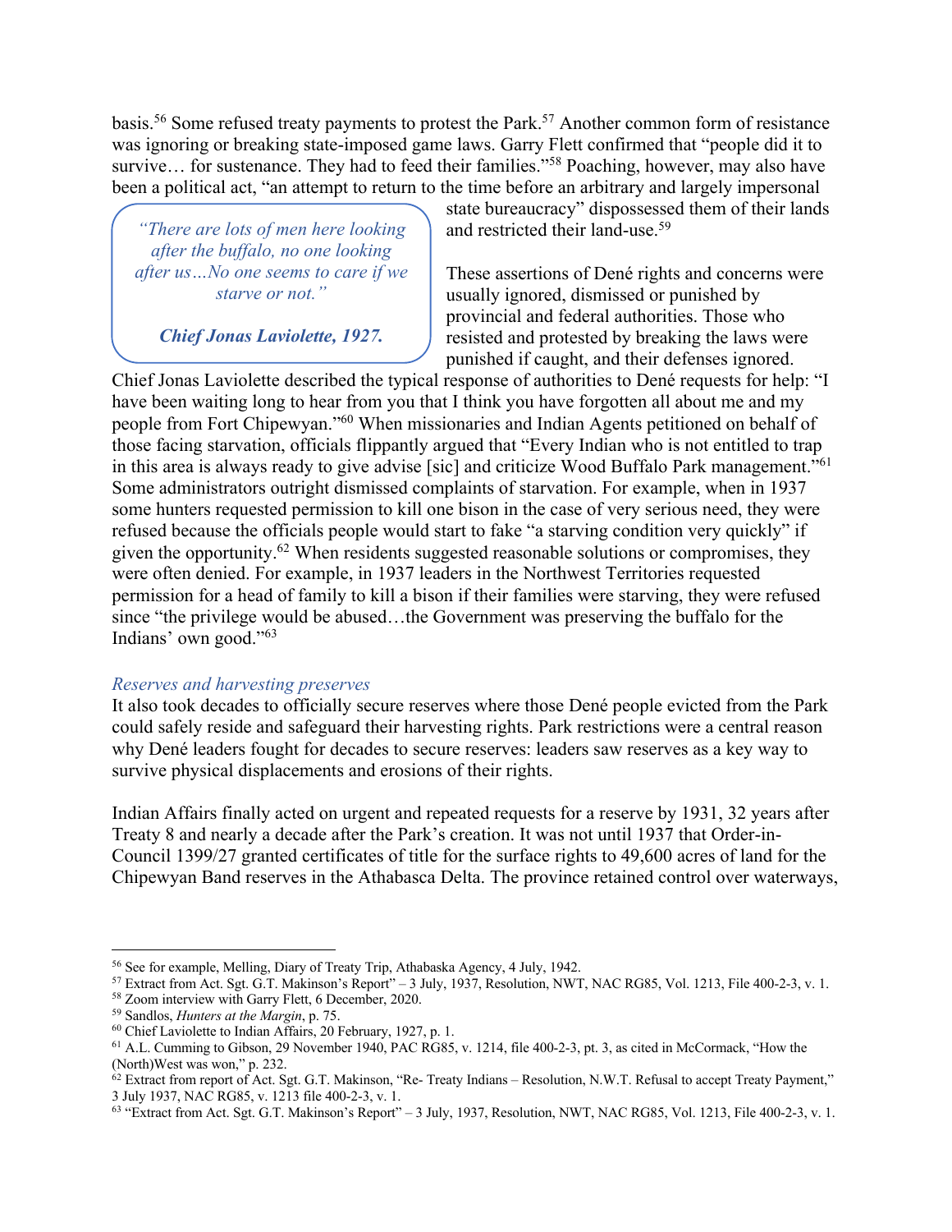basis.[56] Some refused treaty payments to protest the Park.[57] Another common form of resistance was ignoring or breaking state-imposed game laws. Garry Flett confirmed that "people did it to survive… for sustenance. They had to feed their families."[58] Poaching, however, may also have been a political act, "an attempt to return to the time before an arbitrary and largely impersonal state bureaucracy" dispossessed them of their lands and restricted their land-use.[59]

> *"There are lots of men here looking after the buffalo, no one looking after us…No one seems to care if we starve or not."*
>
> ***Chief Jonas Laviolette, 1927.***

These assertions of Dené rights and concerns were usually ignored, dismissed or punished by provincial and federal authorities. Those who resisted and protested by breaking the laws were punished if caught, and their defenses ignored. Chief Jonas Laviolette described the typical response of authorities to Dené requests for help: "I have been waiting long to hear from you that I think you have forgotten all about me and my people from Fort Chipewyan."[60] When missionaries and Indian Agents petitioned on behalf of those facing starvation, officials flippantly argued that "Every Indian who is not entitled to trap in this area is always ready to give advise [sic] and criticize Wood Buffalo Park management."[61] Some administrators outright dismissed complaints of starvation. For example, when in 1937 some hunters requested permission to kill one bison in the case of very serious need, they were refused because the officials people would start to fake "a starving condition very quickly" if given the opportunity.[62] When residents suggested reasonable solutions or compromises, they were often denied. For example, in 1937 leaders in the Northwest Territories requested permission for a head of family to kill a bison if their families were starving, they were refused since "the privilege would be abused…the Government was preserving the buffalo for the Indians' own good."[63]

### *Reserves and harvesting preserves*

It also took decades to officially secure reserves where those Dené people evicted from the Park could safely reside and safeguard their harvesting rights. Park restrictions were a central reason why Dené leaders fought for decades to secure reserves: leaders saw reserves as a key way to survive physical displacements and erosions of their rights.

Indian Affairs finally acted on urgent and repeated requests for a reserve by 1931, 32 years after Treaty 8 and nearly a decade after the Park's creation. It was not until 1937 that Order-in-Council 1399/27 granted certificates of title for the surface rights to 49,600 acres of land for the Chipewyan Band reserves in the Athabasca Delta. The province retained control over waterways,

---

[56] See for example, Melling, Diary of Treaty Trip, Athabaska Agency, 4 July, 1942.

[57] Extract from Act. Sgt. G.T. Makinson's Report" – 3 July, 1937, Resolution, NWT, NAC RG85, Vol. 1213, File 400-2-3, v. 1.

[58] Zoom interview with Garry Flett, 6 December, 2020.

[59] Sandlos, *Hunters at the Margin*, p. 75.

[60] Chief Laviolette to Indian Affairs, 20 February, 1927, p. 1.

[61] A.L. Cumming to Gibson, 29 November 1940, PAC RG85, v. 1214, file 400-2-3, pt. 3, as cited in McCormack, "How the (North)West was won," p. 232.

[62] Extract from report of Act. Sgt. G.T. Makinson, "Re- Treaty Indians – Resolution, N.W.T. Refusal to accept Treaty Payment," 3 July 1937, NAC RG85, v. 1213 file 400-2-3, v. 1.

[63] "Extract from Act. Sgt. G.T. Makinson's Report" – 3 July, 1937, Resolution, NWT, NAC RG85, Vol. 1213, File 400-2-3, v. 1.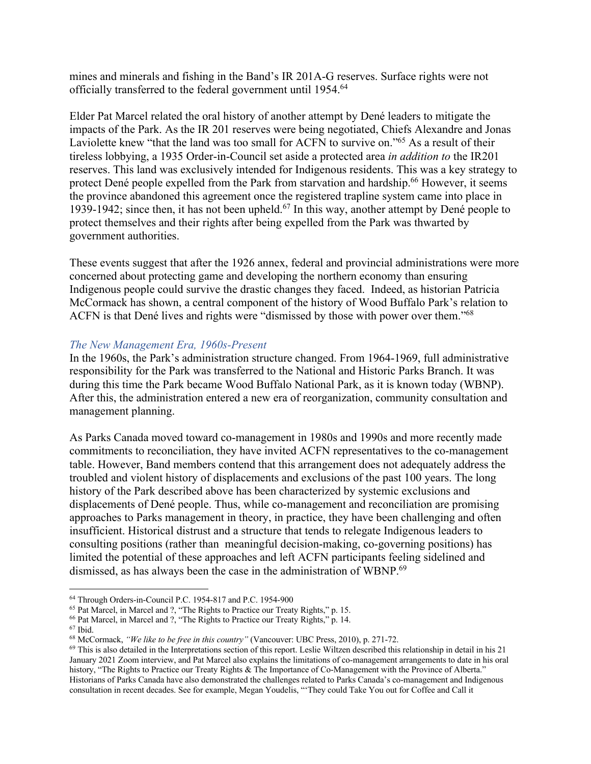mines and minerals and fishing in the Band's IR 201A-G reserves. Surface rights were not officially transferred to the federal government until 1954.[64]

Elder Pat Marcel related the oral history of another attempt by Dené leaders to mitigate the impacts of the Park. As the IR 201 reserves were being negotiated, Chiefs Alexandre and Jonas Laviolette knew "that the land was too small for ACFN to survive on."[65] As a result of their tireless lobbying, a 1935 Order-in-Council set aside a protected area *in addition to* the IR201 reserves. This land was exclusively intended for Indigenous residents. This was a key strategy to protect Dené people expelled from the Park from starvation and hardship.[66] However, it seems the province abandoned this agreement once the registered trapline system came into place in 1939-1942; since then, it has not been upheld.[67] In this way, another attempt by Dené people to protect themselves and their rights after being expelled from the Park was thwarted by government authorities.

These events suggest that after the 1926 annex, federal and provincial administrations were more concerned about protecting game and developing the northern economy than ensuring Indigenous people could survive the drastic changes they faced. Indeed, as historian Patricia McCormack has shown, a central component of the history of Wood Buffalo Park's relation to ACFN is that Dené lives and rights were "dismissed by those with power over them."[68]

### *The New Management Era, 1960s-Present*

In the 1960s, the Park's administration structure changed. From 1964-1969, full administrative responsibility for the Park was transferred to the National and Historic Parks Branch. It was during this time the Park became Wood Buffalo National Park, as it is known today (WBNP). After this, the administration entered a new era of reorganization, community consultation and management planning.

As Parks Canada moved toward co-management in 1980s and 1990s and more recently made commitments to reconciliation, they have invited ACFN representatives to the co-management table. However, Band members contend that this arrangement does not adequately address the troubled and violent history of displacements and exclusions of the past 100 years. The long history of the Park described above has been characterized by systemic exclusions and displacements of Dené people. Thus, while co-management and reconciliation are promising approaches to Parks management in theory, in practice, they have been challenging and often insufficient. Historical distrust and a structure that tends to relegate Indigenous leaders to consulting positions (rather than meaningful decision-making, co-governing positions) has limited the potential of these approaches and left ACFN participants feeling sidelined and dismissed, as has always been the case in the administration of WBNP.[69]

---

[64] Through Orders-in-Council P.C. 1954-817 and P.C. 1954-900

[65] Pat Marcel, in Marcel and ?, "The Rights to Practice our Treaty Rights," p. 15.

[66] Pat Marcel, in Marcel and ?, "The Rights to Practice our Treaty Rights," p. 14.

[67] Ibid.

[68] McCormack, *"We like to be free in this country"* (Vancouver: UBC Press, 2010), p. 271-72.

[69] This is also detailed in the Interpretations section of this report. Leslie Wiltzen described this relationship in detail in his 21 January 2021 Zoom interview, and Pat Marcel also explains the limitations of co-management arrangements to date in his oral history, "The Rights to Practice our Treaty Rights & The Importance of Co-Management with the Province of Alberta." Historians of Parks Canada have also demonstrated the challenges related to Parks Canada's co-management and Indigenous consultation in recent decades. See for example, Megan Youdelis, "'They could Take You out for Coffee and Call it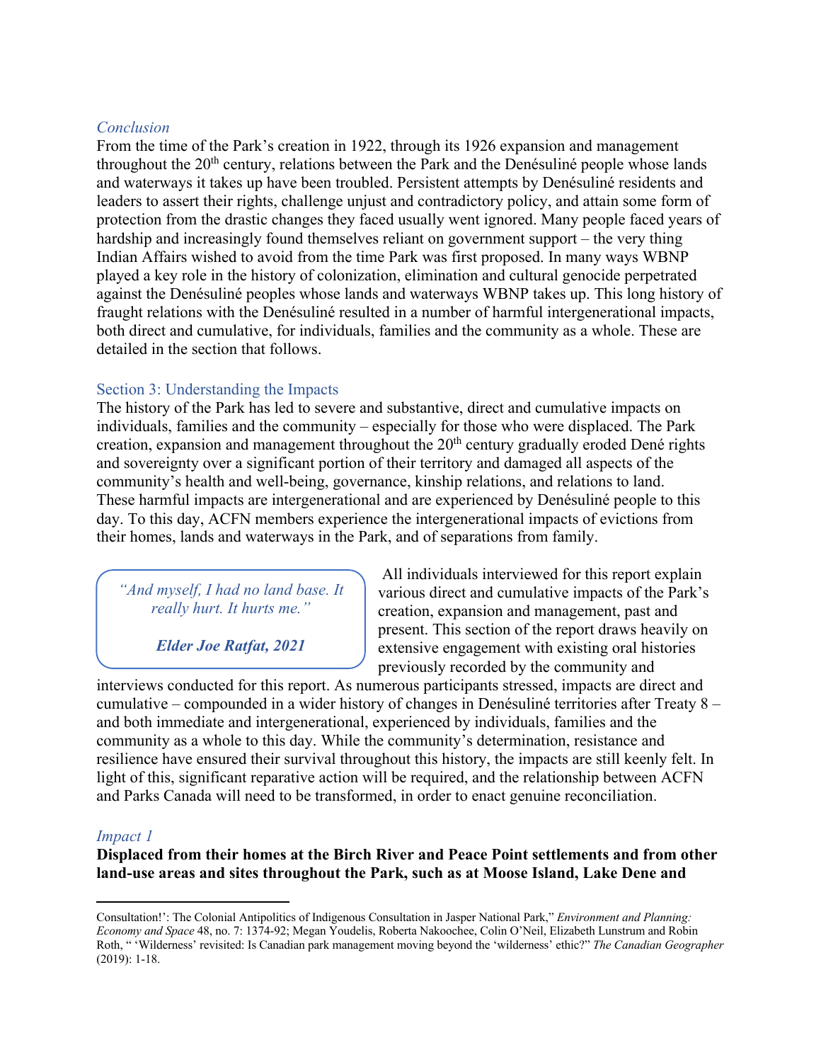*Conclusion*

From the time of the Park's creation in 1922, through its 1926 expansion and management throughout the 20th century, relations between the Park and the Denésuliné people whose lands and waterways it takes up have been troubled. Persistent attempts by Denésuliné residents and leaders to assert their rights, challenge unjust and contradictory policy, and attain some form of protection from the drastic changes they faced usually went ignored. Many people faced years of hardship and increasingly found themselves reliant on government support – the very thing Indian Affairs wished to avoid from the time Park was first proposed. In many ways WBNP played a key role in the history of colonization, elimination and cultural genocide perpetrated against the Denésuliné peoples whose lands and waterways WBNP takes up. This long history of fraught relations with the Denésuliné resulted in a number of harmful intergenerational impacts, both direct and cumulative, for individuals, families and the community as a whole. These are detailed in the section that follows.

## Section 3: Understanding the Impacts

The history of the Park has led to severe and substantive, direct and cumulative impacts on individuals, families and the community – especially for those who were displaced. The Park creation, expansion and management throughout the 20th century gradually eroded Dené rights and sovereignty over a significant portion of their territory and damaged all aspects of the community's health and well-being, governance, kinship relations, and relations to land. These harmful impacts are intergenerational and are experienced by Denésuliné people to this day. To this day, ACFN members experience the intergenerational impacts of evictions from their homes, lands and waterways in the Park, and of separations from family.

> *"And myself, I had no land base. It really hurt. It hurts me."*
>
> ***Elder Joe Ratfat, 2021***

All individuals interviewed for this report explain various direct and cumulative impacts of the Park's creation, expansion and management, past and present. This section of the report draws heavily on extensive engagement with existing oral histories previously recorded by the community and interviews conducted for this report. As numerous participants stressed, impacts are direct and cumulative – compounded in a wider history of changes in Denésuliné territories after Treaty 8 – and both immediate and intergenerational, experienced by individuals, families and the community as a whole to this day. While the community's determination, resistance and resilience have ensured their survival throughout this history, the impacts are still keenly felt. In light of this, significant reparative action will be required, and the relationship between ACFN and Parks Canada will need to be transformed, in order to enact genuine reconciliation.

*Impact 1*

**Displaced from their homes at the Birch River and Peace Point settlements and from other land-use areas and sites throughout the Park, such as at Moose Island, Lake Dene and**

---

Consultation!': The Colonial Antipolitics of Indigenous Consultation in Jasper National Park," *Environment and Planning: Economy and Space* 48, no. 7: 1374-92; Megan Youdelis, Roberta Nakoochee, Colin O'Neil, Elizabeth Lunstrum and Robin Roth, " 'Wilderness' revisited: Is Canadian park management moving beyond the 'wilderness' ethic?" *The Canadian Geographer* (2019): 1-18.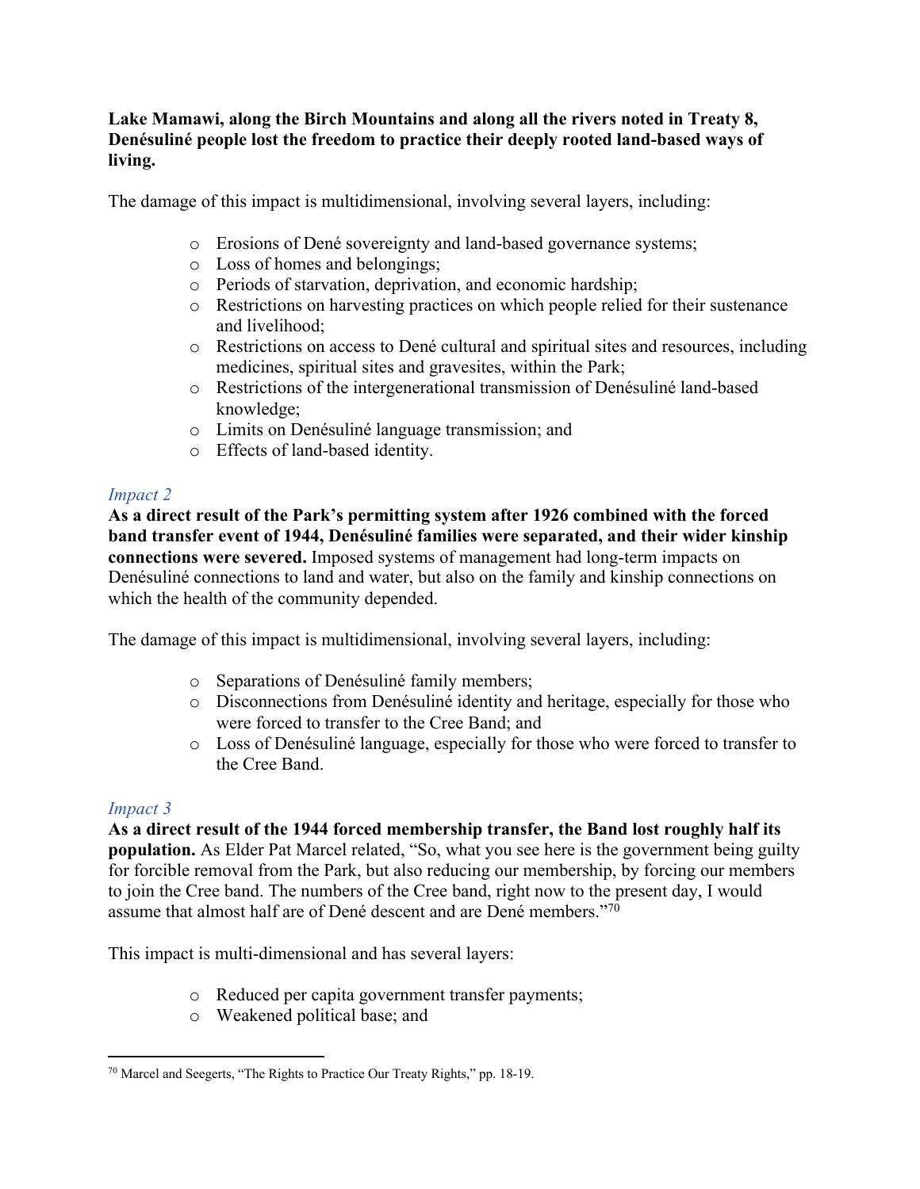**Lake Mamawi, along the Birch Mountains and along all the rivers noted in Treaty 8, Denésuliné people lost the freedom to practice their deeply rooted land-based ways of living.**

The damage of this impact is multidimensional, involving several layers, including:

- Erosions of Dené sovereignty and land-based governance systems;
- Loss of homes and belongings;
- Periods of starvation, deprivation, and economic hardship;
- Restrictions on harvesting practices on which people relied for their sustenance and livelihood;
- Restrictions on access to Dené cultural and spiritual sites and resources, including medicines, spiritual sites and gravesites, within the Park;
- Restrictions of the intergenerational transmission of Denésuliné land-based knowledge;
- Limits on Denésuliné language transmission; and
- Effects of land-based identity.

*Impact 2*

**As a direct result of the Park's permitting system after 1926 combined with the forced band transfer event of 1944, Denésuliné families were separated, and their wider kinship connections were severed.** Imposed systems of management had long-term impacts on Denésuliné connections to land and water, but also on the family and kinship connections on which the health of the community depended.

The damage of this impact is multidimensional, involving several layers, including:

- Separations of Denésuliné family members;
- Disconnections from Denésuliné identity and heritage, especially for those who were forced to transfer to the Cree Band; and
- Loss of Denésuliné language, especially for those who were forced to transfer to the Cree Band.

*Impact 3*

**As a direct result of the 1944 forced membership transfer, the Band lost roughly half its population.** As Elder Pat Marcel related, "So, what you see here is the government being guilty for forcible removal from the Park, but also reducing our membership, by forcing our members to join the Cree band. The numbers of the Cree band, right now to the present day, I would assume that almost half are of Dené descent and are Dené members."[70]

This impact is multi-dimensional and has several layers:

- Reduced per capita government transfer payments;
- Weakened political base; and

[70] Marcel and Seegerts, "The Rights to Practice Our Treaty Rights," pp. 18-19.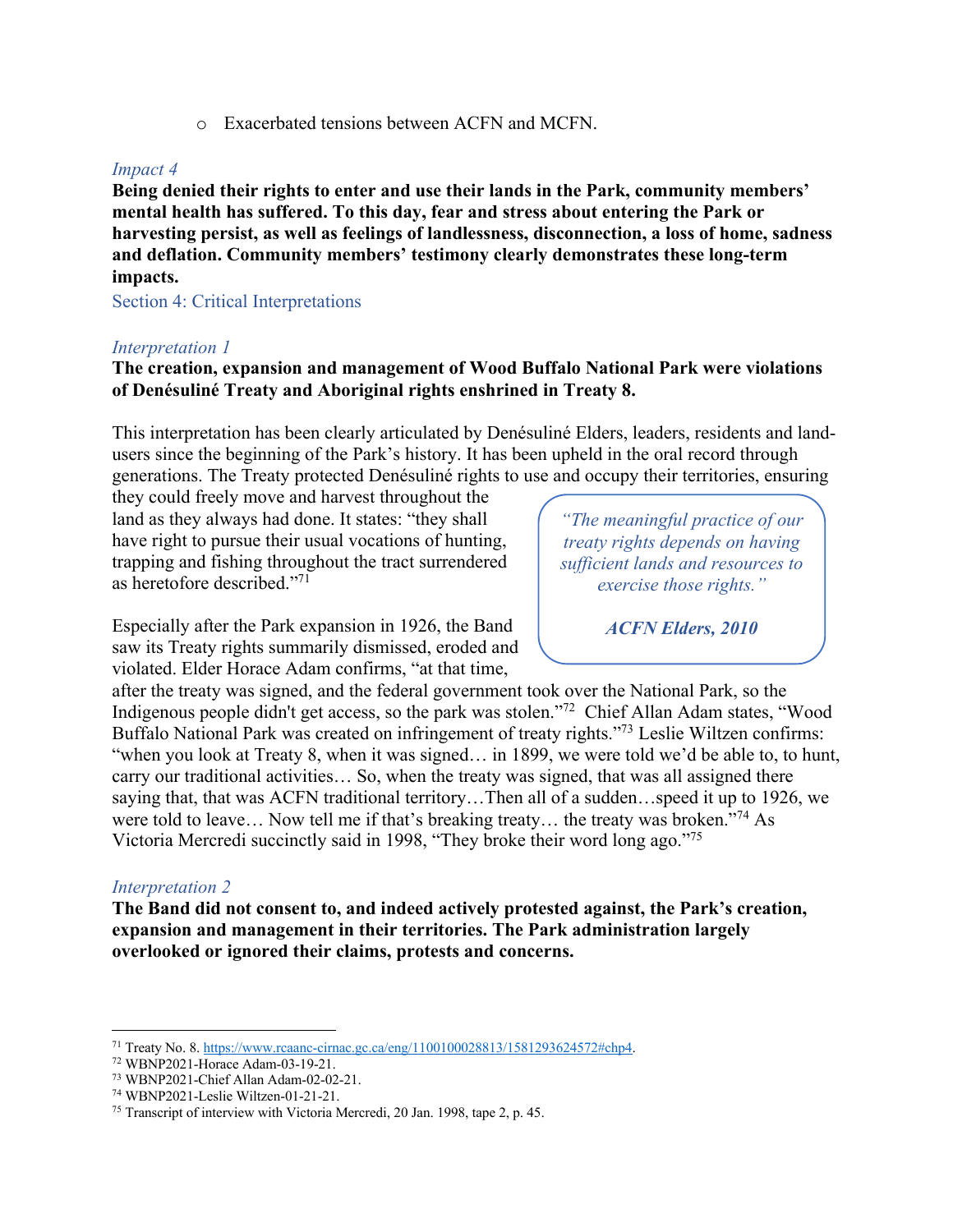- Exacerbated tensions between ACFN and MCFN.

*Impact 4*

**Being denied their rights to enter and use their lands in the Park, community members' mental health has suffered. To this day, fear and stress about entering the Park or harvesting persist, as well as feelings of landlessness, disconnection, a loss of home, sadness and deflation. Community members' testimony clearly demonstrates these long-term impacts.**

## Section 4: Critical Interpretations

*Interpretation 1*

**The creation, expansion and management of Wood Buffalo National Park were violations of Denésuliné Treaty and Aboriginal rights enshrined in Treaty 8.**

This interpretation has been clearly articulated by Denésuliné Elders, leaders, residents and land-users since the beginning of the Park's history. It has been upheld in the oral record through generations. The Treaty protected Denésuliné rights to use and occupy their territories, ensuring they could freely move and harvest throughout the land as they always had done. It states: "they shall have right to pursue their usual vocations of hunting, trapping and fishing throughout the tract surrendered as heretofore described."[71]

> *"The meaningful practice of our treaty rights depends on having sufficient lands and resources to exercise those rights."*
>
> ***ACFN Elders, 2010***

Especially after the Park expansion in 1926, the Band saw its Treaty rights summarily dismissed, eroded and violated. Elder Horace Adam confirms, "at that time, after the treaty was signed, and the federal government took over the National Park, so the Indigenous people didn't get access, so the park was stolen."[72] Chief Allan Adam states, "Wood Buffalo National Park was created on infringement of treaty rights."[73] Leslie Wiltzen confirms: "when you look at Treaty 8, when it was signed… in 1899, we were told we'd be able to, to hunt, carry our traditional activities… So, when the treaty was signed, that was all assigned there saying that, that was ACFN traditional territory…Then all of a sudden…speed it up to 1926, we were told to leave… Now tell me if that's breaking treaty… the treaty was broken."[74] As Victoria Mercredi succinctly said in 1998, "They broke their word long ago."[75]

*Interpretation 2*

**The Band did not consent to, and indeed actively protested against, the Park's creation, expansion and management in their territories. The Park administration largely overlooked or ignored their claims, protests and concerns.**

---

[71] Treaty No. 8. https://www.rcaanc-cirnac.gc.ca/eng/1100100028813/1581293624572#chp4.

[72] WBNP2021-Horace Adam-03-19-21.

[73] WBNP2021-Chief Allan Adam-02-02-21.

[74] WBNP2021-Leslie Wiltzen-01-21-21.

[75] Transcript of interview with Victoria Mercredi, 20 Jan. 1998, tape 2, p. 45.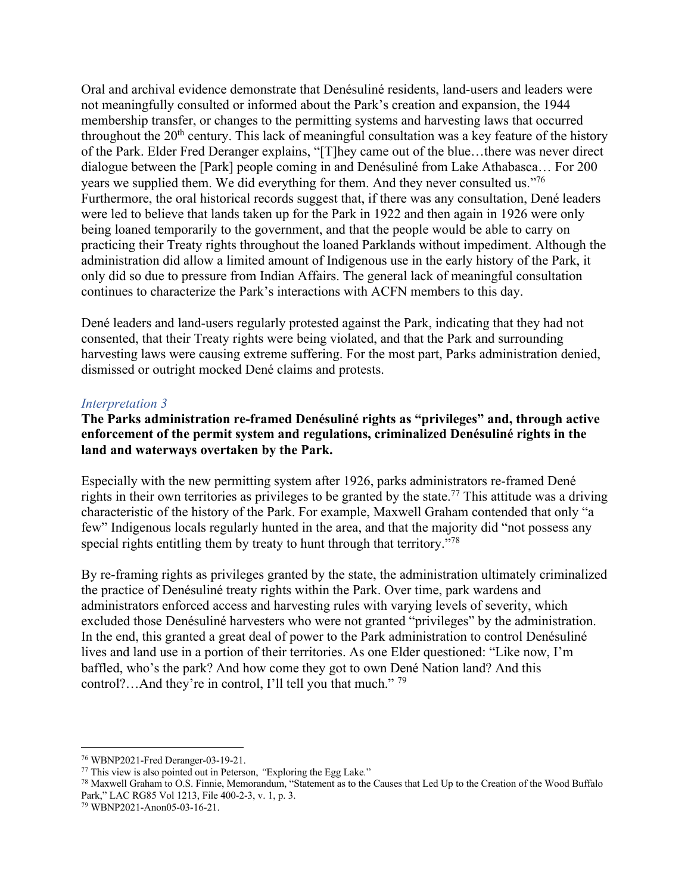Oral and archival evidence demonstrate that Denésuliné residents, land-users and leaders were not meaningfully consulted or informed about the Park's creation and expansion, the 1944 membership transfer, or changes to the permitting systems and harvesting laws that occurred throughout the 20th century. This lack of meaningful consultation was a key feature of the history of the Park. Elder Fred Deranger explains, "[T]hey came out of the blue…there was never direct dialogue between the [Park] people coming in and Denésuliné from Lake Athabasca… For 200 years we supplied them. We did everything for them. And they never consulted us."[76] Furthermore, the oral historical records suggest that, if there was any consultation, Dené leaders were led to believe that lands taken up for the Park in 1922 and then again in 1926 were only being loaned temporarily to the government, and that the people would be able to carry on practicing their Treaty rights throughout the loaned Parklands without impediment. Although the administration did allow a limited amount of Indigenous use in the early history of the Park, it only did so due to pressure from Indian Affairs. The general lack of meaningful consultation continues to characterize the Park's interactions with ACFN members to this day.

Dené leaders and land-users regularly protested against the Park, indicating that they had not consented, that their Treaty rights were being violated, and that the Park and surrounding harvesting laws were causing extreme suffering. For the most part, Parks administration denied, dismissed or outright mocked Dené claims and protests.

*Interpretation 3*

**The Parks administration re-framed Denésuliné rights as "privileges" and, through active enforcement of the permit system and regulations, criminalized Denésuliné rights in the land and waterways overtaken by the Park.**

Especially with the new permitting system after 1926, parks administrators re-framed Dené rights in their own territories as privileges to be granted by the state.[77] This attitude was a driving characteristic of the history of the Park. For example, Maxwell Graham contended that only "a few" Indigenous locals regularly hunted in the area, and that the majority did "not possess any special rights entitling them by treaty to hunt through that territory."[78]

By re-framing rights as privileges granted by the state, the administration ultimately criminalized the practice of Denésuliné treaty rights within the Park. Over time, park wardens and administrators enforced access and harvesting rules with varying levels of severity, which excluded those Denésuliné harvesters who were not granted "privileges" by the administration. In the end, this granted a great deal of power to the Park administration to control Denésuliné lives and land use in a portion of their territories. As one Elder questioned: "Like now, I'm baffled, who's the park? And how come they got to own Dené Nation land? And this control?…And they're in control, I'll tell you that much." [79]

---

[76] WBNP2021-Fred Deranger-03-19-21.

[77] This view is also pointed out in Peterson, *"*Exploring the Egg Lake*.*"

[78] Maxwell Graham to O.S. Finnie, Memorandum, "Statement as to the Causes that Led Up to the Creation of the Wood Buffalo Park," LAC RG85 Vol 1213, File 400-2-3, v. 1, p. 3.

[79] WBNP2021-Anon05-03-16-21.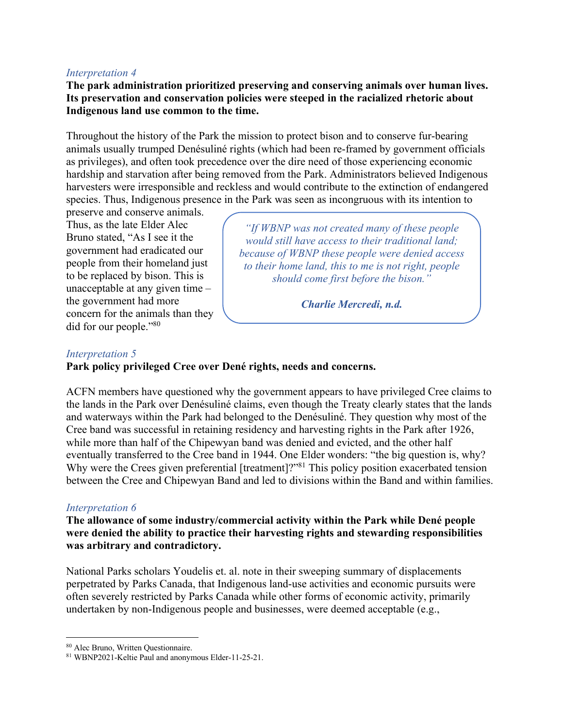*Interpretation 4*

**The park administration prioritized preserving and conserving animals over human lives. Its preservation and conservation policies were steeped in the racialized rhetoric about Indigenous land use common to the time.**

Throughout the history of the Park the mission to protect bison and to conserve fur-bearing animals usually trumped Denésuliné rights (which had been re-framed by government officials as privileges), and often took precedence over the dire need of those experiencing economic hardship and starvation after being removed from the Park. Administrators believed Indigenous harvesters were irresponsible and reckless and would contribute to the extinction of endangered species. Thus, Indigenous presence in the Park was seen as incongruous with its intention to preserve and conserve animals. Thus, as the late Elder Alec Bruno stated, "As I see it the government had eradicated our people from their homeland just to be replaced by bison. This is unacceptable at any given time – the government had more concern for the animals than they did for our people."[80]

> *"If WBNP was not created many of these people would still have access to their traditional land; because of WBNP these people were denied access to their home land, this to me is not right, people should come first before the bison."*
>
> ***Charlie Mercredi, n.d.***

*Interpretation 5*

**Park policy privileged Cree over Dené rights, needs and concerns.**

ACFN members have questioned why the government appears to have privileged Cree claims to the lands in the Park over Denésuliné claims, even though the Treaty clearly states that the lands and waterways within the Park had belonged to the Denésuliné. They question why most of the Cree band was successful in retaining residency and harvesting rights in the Park after 1926, while more than half of the Chipewyan band was denied and evicted, and the other half eventually transferred to the Cree band in 1944. One Elder wonders: "the big question is, why? Why were the Crees given preferential [treatment]?"[81] This policy position exacerbated tension between the Cree and Chipewyan Band and led to divisions within the Band and within families.

*Interpretation 6*

**The allowance of some industry/commercial activity within the Park while Dené people were denied the ability to practice their harvesting rights and stewarding responsibilities was arbitrary and contradictory.**

National Parks scholars Youdelis et. al. note in their sweeping summary of displacements perpetrated by Parks Canada, that Indigenous land-use activities and economic pursuits were often severely restricted by Parks Canada while other forms of economic activity, primarily undertaken by non-Indigenous people and businesses, were deemed acceptable (e.g.,

---

[80] Alec Bruno, Written Questionnaire.

[81] WBNP2021-Keltie Paul and anonymous Elder-11-25-21.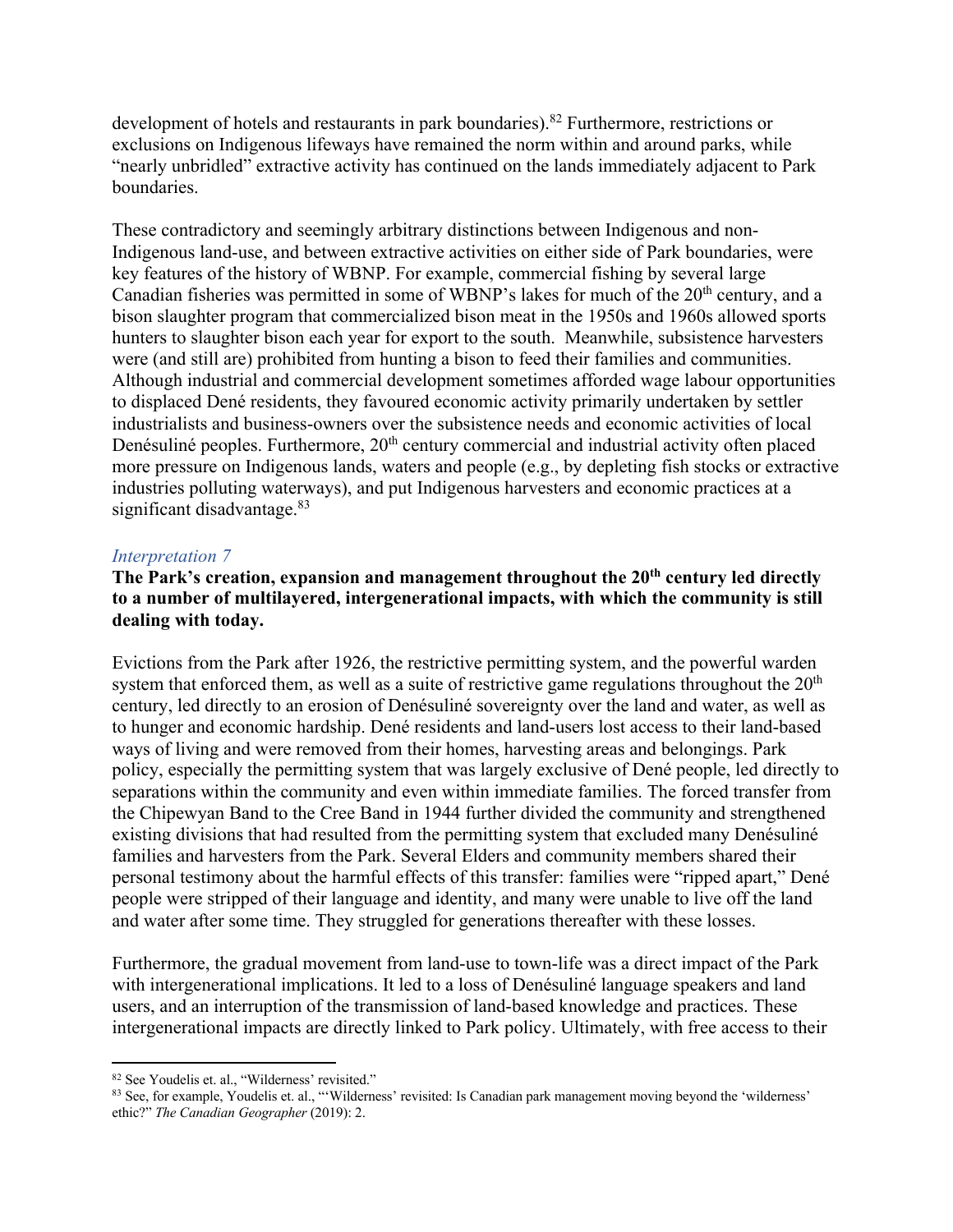development of hotels and restaurants in park boundaries).[82] Furthermore, restrictions or exclusions on Indigenous lifeways have remained the norm within and around parks, while "nearly unbridled" extractive activity has continued on the lands immediately adjacent to Park boundaries.

These contradictory and seemingly arbitrary distinctions between Indigenous and non-Indigenous land-use, and between extractive activities on either side of Park boundaries, were key features of the history of WBNP. For example, commercial fishing by several large Canadian fisheries was permitted in some of WBNP's lakes for much of the 20th century, and a bison slaughter program that commercialized bison meat in the 1950s and 1960s allowed sports hunters to slaughter bison each year for export to the south. Meanwhile, subsistence harvesters were (and still are) prohibited from hunting a bison to feed their families and communities. Although industrial and commercial development sometimes afforded wage labour opportunities to displaced Dené residents, they favoured economic activity primarily undertaken by settler industrialists and business-owners over the subsistence needs and economic activities of local Denésuliné peoples. Furthermore, 20th century commercial and industrial activity often placed more pressure on Indigenous lands, waters and people (e.g., by depleting fish stocks or extractive industries polluting waterways), and put Indigenous harvesters and economic practices at a significant disadvantage.[83]

### *Interpretation 7*

**The Park's creation, expansion and management throughout the 20th century led directly to a number of multilayered, intergenerational impacts, with which the community is still dealing with today.**

Evictions from the Park after 1926, the restrictive permitting system, and the powerful warden system that enforced them, as well as a suite of restrictive game regulations throughout the 20th century, led directly to an erosion of Denésuliné sovereignty over the land and water, as well as to hunger and economic hardship. Dené residents and land-users lost access to their land-based ways of living and were removed from their homes, harvesting areas and belongings. Park policy, especially the permitting system that was largely exclusive of Dené people, led directly to separations within the community and even within immediate families. The forced transfer from the Chipewyan Band to the Cree Band in 1944 further divided the community and strengthened existing divisions that had resulted from the permitting system that excluded many Denésuliné families and harvesters from the Park. Several Elders and community members shared their personal testimony about the harmful effects of this transfer: families were "ripped apart," Dené people were stripped of their language and identity, and many were unable to live off the land and water after some time. They struggled for generations thereafter with these losses.

Furthermore, the gradual movement from land-use to town-life was a direct impact of the Park with intergenerational implications. It led to a loss of Denésuliné language speakers and land users, and an interruption of the transmission of land-based knowledge and practices. These intergenerational impacts are directly linked to Park policy. Ultimately, with free access to their

---

[82] See Youdelis et. al., "Wilderness' revisited."

[83] See, for example, Youdelis et. al., "'Wilderness' revisited: Is Canadian park management moving beyond the 'wilderness' ethic?" *The Canadian Geographer* (2019): 2.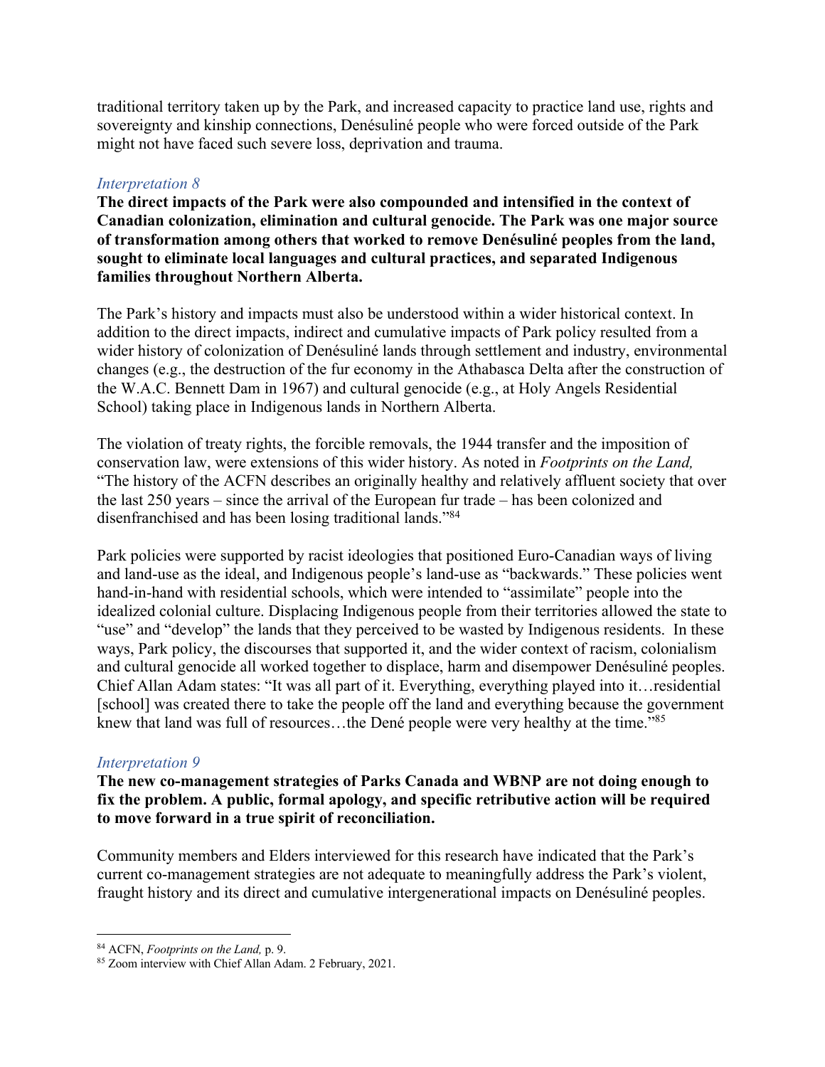traditional territory taken up by the Park, and increased capacity to practice land use, rights and sovereignty and kinship connections, Denésuliné people who were forced outside of the Park might not have faced such severe loss, deprivation and trauma.

### *Interpretation 8*

**The direct impacts of the Park were also compounded and intensified in the context of Canadian colonization, elimination and cultural genocide. The Park was one major source of transformation among others that worked to remove Denésuliné peoples from the land, sought to eliminate local languages and cultural practices, and separated Indigenous families throughout Northern Alberta.**

The Park's history and impacts must also be understood within a wider historical context. In addition to the direct impacts, indirect and cumulative impacts of Park policy resulted from a wider history of colonization of Denésuliné lands through settlement and industry, environmental changes (e.g., the destruction of the fur economy in the Athabasca Delta after the construction of the W.A.C. Bennett Dam in 1967) and cultural genocide (e.g., at Holy Angels Residential School) taking place in Indigenous lands in Northern Alberta.

The violation of treaty rights, the forcible removals, the 1944 transfer and the imposition of conservation law, were extensions of this wider history. As noted in *Footprints on the Land,* "The history of the ACFN describes an originally healthy and relatively affluent society that over the last 250 years – since the arrival of the European fur trade – has been colonized and disenfranchised and has been losing traditional lands."[84]

Park policies were supported by racist ideologies that positioned Euro-Canadian ways of living and land-use as the ideal, and Indigenous people's land-use as "backwards." These policies went hand-in-hand with residential schools, which were intended to "assimilate" people into the idealized colonial culture. Displacing Indigenous people from their territories allowed the state to "use" and "develop" the lands that they perceived to be wasted by Indigenous residents. In these ways, Park policy, the discourses that supported it, and the wider context of racism, colonialism and cultural genocide all worked together to displace, harm and disempower Denésuliné peoples. Chief Allan Adam states: "It was all part of it. Everything, everything played into it…residential [school] was created there to take the people off the land and everything because the government knew that land was full of resources…the Dené people were very healthy at the time."[85]

### *Interpretation 9*

**The new co-management strategies of Parks Canada and WBNP are not doing enough to fix the problem. A public, formal apology, and specific retributive action will be required to move forward in a true spirit of reconciliation.**

Community members and Elders interviewed for this research have indicated that the Park's current co-management strategies are not adequate to meaningfully address the Park's violent, fraught history and its direct and cumulative intergenerational impacts on Denésuliné peoples.

---

[84] ACFN, *Footprints on the Land,* p. 9.

[85] Zoom interview with Chief Allan Adam. 2 February, 2021.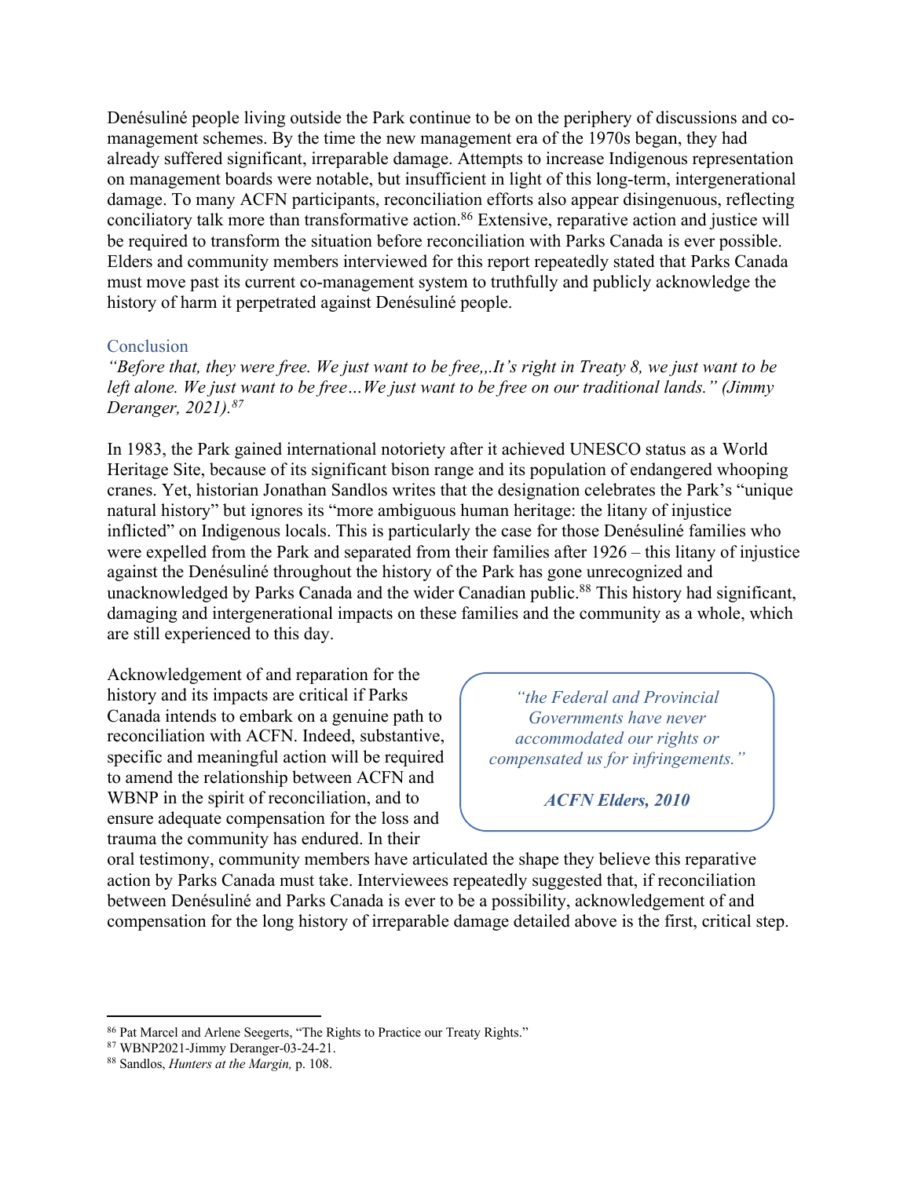Denésuliné people living outside the Park continue to be on the periphery of discussions and co-management schemes. By the time the new management era of the 1970s began, they had already suffered significant, irreparable damage. Attempts to increase Indigenous representation on management boards were notable, but insufficient in light of this long-term, intergenerational damage. To many ACFN participants, reconciliation efforts also appear disingenuous, reflecting conciliatory talk more than transformative action.[86] Extensive, reparative action and justice will be required to transform the situation before reconciliation with Parks Canada is ever possible. Elders and community members interviewed for this report repeatedly stated that Parks Canada must move past its current co-management system to truthfully and publicly acknowledge the history of harm it perpetrated against Denésuliné people.

## Conclusion

*"Before that, they were free. We just want to be free,,.It's right in Treaty 8, we just want to be left alone. We just want to be free…We just want to be free on our traditional lands." (Jimmy Deranger, 2021).*[87]

In 1983, the Park gained international notoriety after it achieved UNESCO status as a World Heritage Site, because of its significant bison range and its population of endangered whooping cranes. Yet, historian Jonathan Sandlos writes that the designation celebrates the Park's "unique natural history" but ignores its "more ambiguous human heritage: the litany of injustice inflicted" on Indigenous locals. This is particularly the case for those Denésuliné families who were expelled from the Park and separated from their families after 1926 – this litany of injustice against the Denésuliné throughout the history of the Park has gone unrecognized and unacknowledged by Parks Canada and the wider Canadian public.[88] This history had significant, damaging and intergenerational impacts on these families and the community as a whole, which are still experienced to this day.

Acknowledgement of and reparation for the history and its impacts are critical if Parks Canada intends to embark on a genuine path to reconciliation with ACFN. Indeed, substantive, specific and meaningful action will be required to amend the relationship between ACFN and WBNP in the spirit of reconciliation, and to ensure adequate compensation for the loss and trauma the community has endured. In their oral testimony, community members have articulated the shape they believe this reparative action by Parks Canada must take. Interviewees repeatedly suggested that, if reconciliation between Denésuliné and Parks Canada is ever to be a possibility, acknowledgement of and compensation for the long history of irreparable damage detailed above is the first, critical step.

> *"the Federal and Provincial Governments have never accommodated our rights or compensated us for infringements."*
>
> ***ACFN Elders, 2010***

---

[86] Pat Marcel and Arlene Seegerts, "The Rights to Practice our Treaty Rights."
[87] WBNP2021-Jimmy Deranger-03-24-21.
[88] Sandlos, *Hunters at the Margin,* p. 108.